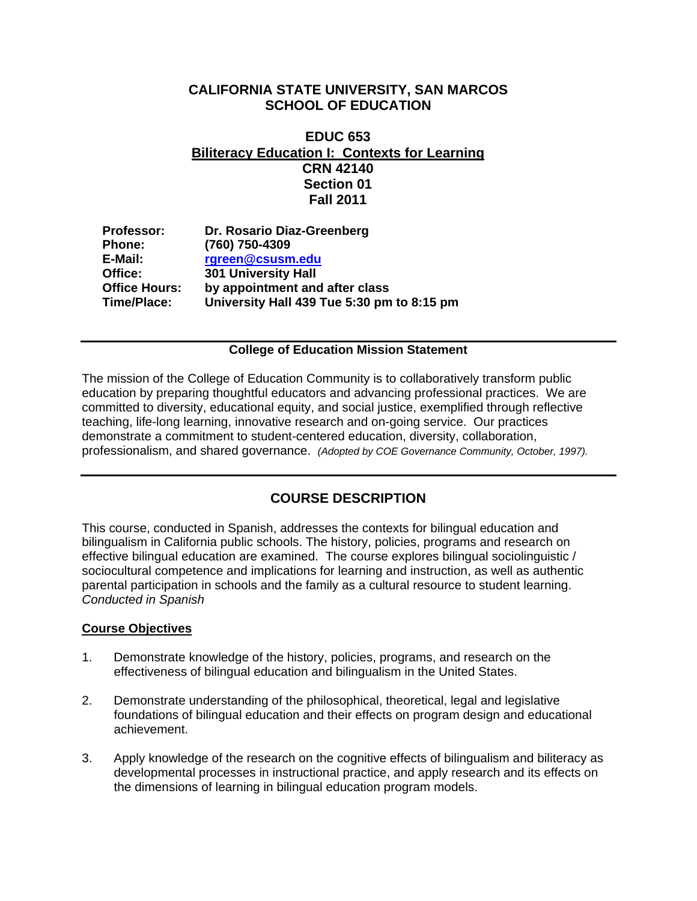# CALIFORNIA STATE UNIVERSITY, SAN MARCOS
# SCHOOL OF EDUCATION

## EDUC 653
## Biliteracy Education I: Contexts for Learning
## CRN 42140
## Section 01
## Fall 2011

| | |
|---|---|
| **Professor:** | **Dr. Rosario Diaz-Greenberg** |
| **Phone:** | **(760) 750-4309** |
| **E-Mail:** | **rgreen@csusm.edu** |
| **Office:** | **301 University Hall** |
| **Office Hours:** | **by appointment and after class** |
| **Time/Place:** | **University Hall 439 Tue 5:30 pm to 8:15 pm** |

---

**College of Education Mission Statement**

The mission of the College of Education Community is to collaboratively transform public education by preparing thoughtful educators and advancing professional practices. We are committed to diversity, educational equity, and social justice, exemplified through reflective teaching, life-long learning, innovative research and on-going service. Our practices demonstrate a commitment to student-centered education, diversity, collaboration, professionalism, and shared governance. *(Adopted by COE Governance Community, October, 1997).*

---

## COURSE DESCRIPTION

This course, conducted in Spanish, addresses the contexts for bilingual education and bilingualism in California public schools. The history, policies, programs and research on effective bilingual education are examined. The course explores bilingual sociolinguistic / sociocultural competence and implications for learning and instruction, as well as authentic parental participation in schools and the family as a cultural resource to student learning. *Conducted in Spanish*

### Course Objectives

1. Demonstrate knowledge of the history, policies, programs, and research on the effectiveness of bilingual education and bilingualism in the United States.

2. Demonstrate understanding of the philosophical, theoretical, legal and legislative foundations of bilingual education and their effects on program design and educational achievement.

3. Apply knowledge of the research on the cognitive effects of bilingualism and biliteracy as developmental processes in instructional practice, and apply research and its effects on the dimensions of learning in bilingual education program models.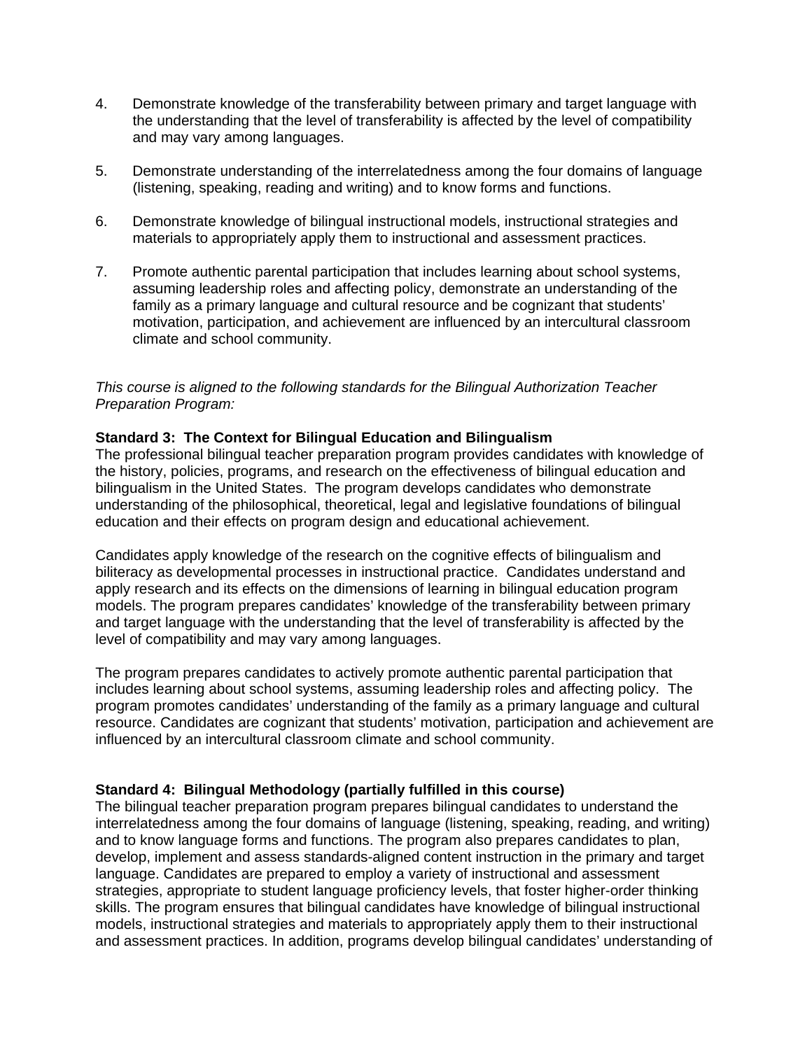4. Demonstrate knowledge of the transferability between primary and target language with the understanding that the level of transferability is affected by the level of compatibility and may vary among languages.

5. Demonstrate understanding of the interrelatedness among the four domains of language (listening, speaking, reading and writing) and to know forms and functions.

6. Demonstrate knowledge of bilingual instructional models, instructional strategies and materials to appropriately apply them to instructional and assessment practices.

7. Promote authentic parental participation that includes learning about school systems, assuming leadership roles and affecting policy, demonstrate an understanding of the family as a primary language and cultural resource and be cognizant that students' motivation, participation, and achievement are influenced by an intercultural classroom climate and school community.

*This course is aligned to the following standards for the Bilingual Authorization Teacher Preparation Program:*

**Standard 3: The Context for Bilingual Education and Bilingualism**
The professional bilingual teacher preparation program provides candidates with knowledge of the history, policies, programs, and research on the effectiveness of bilingual education and bilingualism in the United States. The program develops candidates who demonstrate understanding of the philosophical, theoretical, legal and legislative foundations of bilingual education and their effects on program design and educational achievement.

Candidates apply knowledge of the research on the cognitive effects of bilingualism and biliteracy as developmental processes in instructional practice. Candidates understand and apply research and its effects on the dimensions of learning in bilingual education program models. The program prepares candidates' knowledge of the transferability between primary and target language with the understanding that the level of transferability is affected by the level of compatibility and may vary among languages.

The program prepares candidates to actively promote authentic parental participation that includes learning about school systems, assuming leadership roles and affecting policy. The program promotes candidates' understanding of the family as a primary language and cultural resource. Candidates are cognizant that students' motivation, participation and achievement are influenced by an intercultural classroom climate and school community.

**Standard 4: Bilingual Methodology (partially fulfilled in this course)**
The bilingual teacher preparation program prepares bilingual candidates to understand the interrelatedness among the four domains of language (listening, speaking, reading, and writing) and to know language forms and functions. The program also prepares candidates to plan, develop, implement and assess standards-aligned content instruction in the primary and target language. Candidates are prepared to employ a variety of instructional and assessment strategies, appropriate to student language proficiency levels, that foster higher-order thinking skills. The program ensures that bilingual candidates have knowledge of bilingual instructional models, instructional strategies and materials to appropriately apply them to their instructional and assessment practices. In addition, programs develop bilingual candidates' understanding of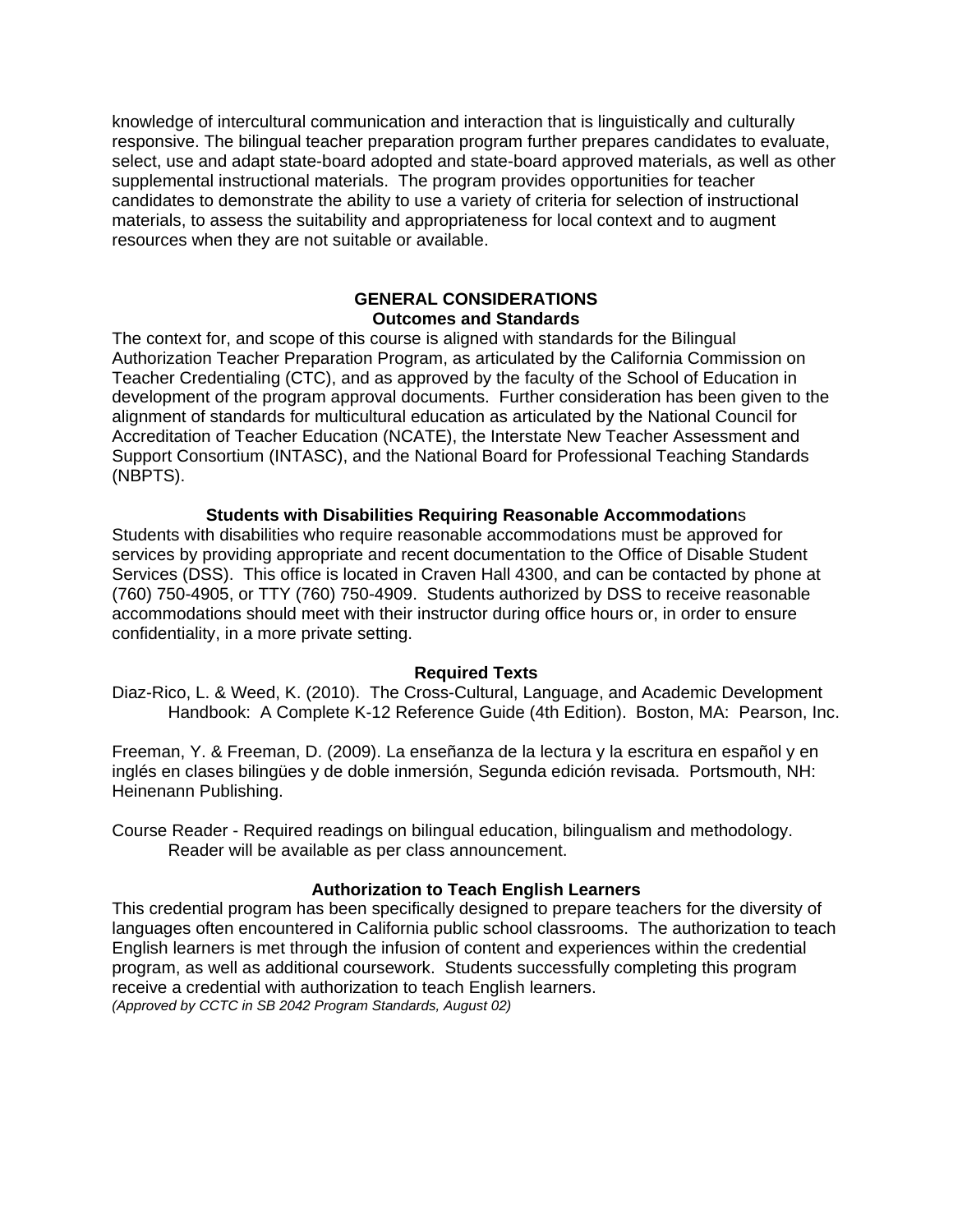knowledge of intercultural communication and interaction that is linguistically and culturally responsive. The bilingual teacher preparation program further prepares candidates to evaluate, select, use and adapt state-board adopted and state-board approved materials, as well as other supplemental instructional materials. The program provides opportunities for teacher candidates to demonstrate the ability to use a variety of criteria for selection of instructional materials, to assess the suitability and appropriateness for local context and to augment resources when they are not suitable or available.

## GENERAL CONSIDERATIONS

### Outcomes and Standards

The context for, and scope of this course is aligned with standards for the Bilingual Authorization Teacher Preparation Program, as articulated by the California Commission on Teacher Credentialing (CTC), and as approved by the faculty of the School of Education in development of the program approval documents. Further consideration has been given to the alignment of standards for multicultural education as articulated by the National Council for Accreditation of Teacher Education (NCATE), the Interstate New Teacher Assessment and Support Consortium (INTASC), and the National Board for Professional Teaching Standards (NBPTS).

### Students with Disabilities Requiring Reasonable Accommodations

Students with disabilities who require reasonable accommodations must be approved for services by providing appropriate and recent documentation to the Office of Disable Student Services (DSS). This office is located in Craven Hall 4300, and can be contacted by phone at (760) 750-4905, or TTY (760) 750-4909. Students authorized by DSS to receive reasonable accommodations should meet with their instructor during office hours or, in order to ensure confidentiality, in a more private setting.

### Required Texts

Diaz-Rico, L. & Weed, K. (2010). The Cross-Cultural, Language, and Academic Development Handbook: A Complete K-12 Reference Guide (4th Edition). Boston, MA: Pearson, Inc.

Freeman, Y. & Freeman, D. (2009). La enseñanza de la lectura y la escritura en español y en inglés en clases bilingües y de doble inmersión, Segunda edición revisada. Portsmouth, NH: Heinenann Publishing.

Course Reader - Required readings on bilingual education, bilingualism and methodology. Reader will be available as per class announcement.

### Authorization to Teach English Learners

This credential program has been specifically designed to prepare teachers for the diversity of languages often encountered in California public school classrooms. The authorization to teach English learners is met through the infusion of content and experiences within the credential program, as well as additional coursework. Students successfully completing this program receive a credential with authorization to teach English learners.
*(Approved by CCTC in SB 2042 Program Standards, August 02)*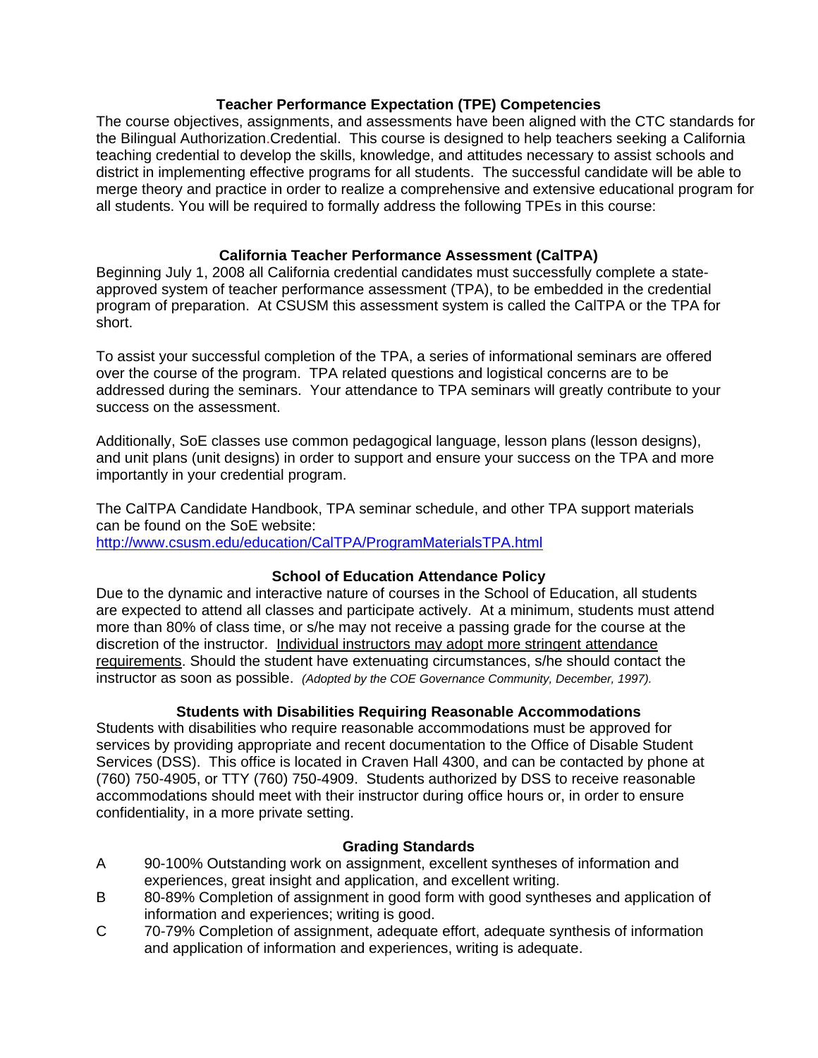## Teacher Performance Expectation (TPE) Competencies

The course objectives, assignments, and assessments have been aligned with the CTC standards for the Bilingual Authorization.Credential. This course is designed to help teachers seeking a California teaching credential to develop the skills, knowledge, and attitudes necessary to assist schools and district in implementing effective programs for all students. The successful candidate will be able to merge theory and practice in order to realize a comprehensive and extensive educational program for all students. You will be required to formally address the following TPEs in this course:

## California Teacher Performance Assessment (CalTPA)

Beginning July 1, 2008 all California credential candidates must successfully complete a state-approved system of teacher performance assessment (TPA), to be embedded in the credential program of preparation. At CSUSM this assessment system is called the CalTPA or the TPA for short.

To assist your successful completion of the TPA, a series of informational seminars are offered over the course of the program. TPA related questions and logistical concerns are to be addressed during the seminars. Your attendance to TPA seminars will greatly contribute to your success on the assessment.

Additionally, SoE classes use common pedagogical language, lesson plans (lesson designs), and unit plans (unit designs) in order to support and ensure your success on the TPA and more importantly in your credential program.

The CalTPA Candidate Handbook, TPA seminar schedule, and other TPA support materials can be found on the SoE website:
http://www.csusm.edu/education/CalTPA/ProgramMaterialsTPA.html

## School of Education Attendance Policy

Due to the dynamic and interactive nature of courses in the School of Education, all students are expected to attend all classes and participate actively. At a minimum, students must attend more than 80% of class time, or s/he may not receive a passing grade for the course at the discretion of the instructor. Individual instructors may adopt more stringent attendance requirements. Should the student have extenuating circumstances, s/he should contact the instructor as soon as possible. *(Adopted by the COE Governance Community, December, 1997).*

## Students with Disabilities Requiring Reasonable Accommodations

Students with disabilities who require reasonable accommodations must be approved for services by providing appropriate and recent documentation to the Office of Disable Student Services (DSS). This office is located in Craven Hall 4300, and can be contacted by phone at (760) 750-4905, or TTY (760) 750-4909. Students authorized by DSS to receive reasonable accommodations should meet with their instructor during office hours or, in order to ensure confidentiality, in a more private setting.

## Grading Standards

- A 90-100% Outstanding work on assignment, excellent syntheses of information and experiences, great insight and application, and excellent writing.
- B 80-89% Completion of assignment in good form with good syntheses and application of information and experiences; writing is good.
- C 70-79% Completion of assignment, adequate effort, adequate synthesis of information and application of information and experiences, writing is adequate.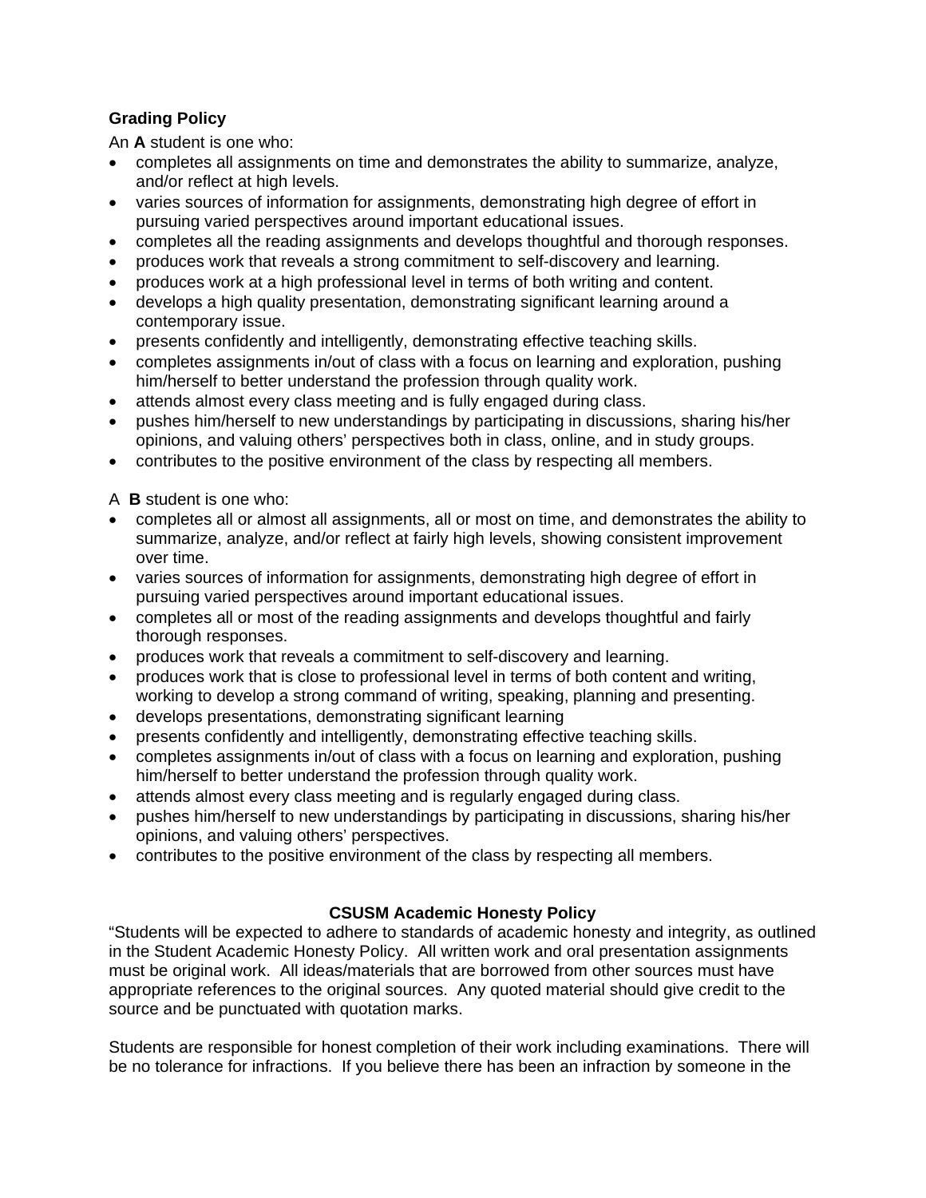### Grading Policy

An **A** student is one who:

- completes all assignments on time and demonstrates the ability to summarize, analyze, and/or reflect at high levels.
- varies sources of information for assignments, demonstrating high degree of effort in pursuing varied perspectives around important educational issues.
- completes all the reading assignments and develops thoughtful and thorough responses.
- produces work that reveals a strong commitment to self-discovery and learning.
- produces work at a high professional level in terms of both writing and content.
- develops a high quality presentation, demonstrating significant learning around a contemporary issue.
- presents confidently and intelligently, demonstrating effective teaching skills.
- completes assignments in/out of class with a focus on learning and exploration, pushing him/herself to better understand the profession through quality work.
- attends almost every class meeting and is fully engaged during class.
- pushes him/herself to new understandings by participating in discussions, sharing his/her opinions, and valuing others' perspectives both in class, online, and in study groups.
- contributes to the positive environment of the class by respecting all members.

A **B** student is one who:

- completes all or almost all assignments, all or most on time, and demonstrates the ability to summarize, analyze, and/or reflect at fairly high levels, showing consistent improvement over time.
- varies sources of information for assignments, demonstrating high degree of effort in pursuing varied perspectives around important educational issues.
- completes all or most of the reading assignments and develops thoughtful and fairly thorough responses.
- produces work that reveals a commitment to self-discovery and learning.
- produces work that is close to professional level in terms of both content and writing, working to develop a strong command of writing, speaking, planning and presenting.
- develops presentations, demonstrating significant learning
- presents confidently and intelligently, demonstrating effective teaching skills.
- completes assignments in/out of class with a focus on learning and exploration, pushing him/herself to better understand the profession through quality work.
- attends almost every class meeting and is regularly engaged during class.
- pushes him/herself to new understandings by participating in discussions, sharing his/her opinions, and valuing others' perspectives.
- contributes to the positive environment of the class by respecting all members.

### CSUSM Academic Honesty Policy

"Students will be expected to adhere to standards of academic honesty and integrity, as outlined in the Student Academic Honesty Policy. All written work and oral presentation assignments must be original work. All ideas/materials that are borrowed from other sources must have appropriate references to the original sources. Any quoted material should give credit to the source and be punctuated with quotation marks.

Students are responsible for honest completion of their work including examinations. There will be no tolerance for infractions. If you believe there has been an infraction by someone in the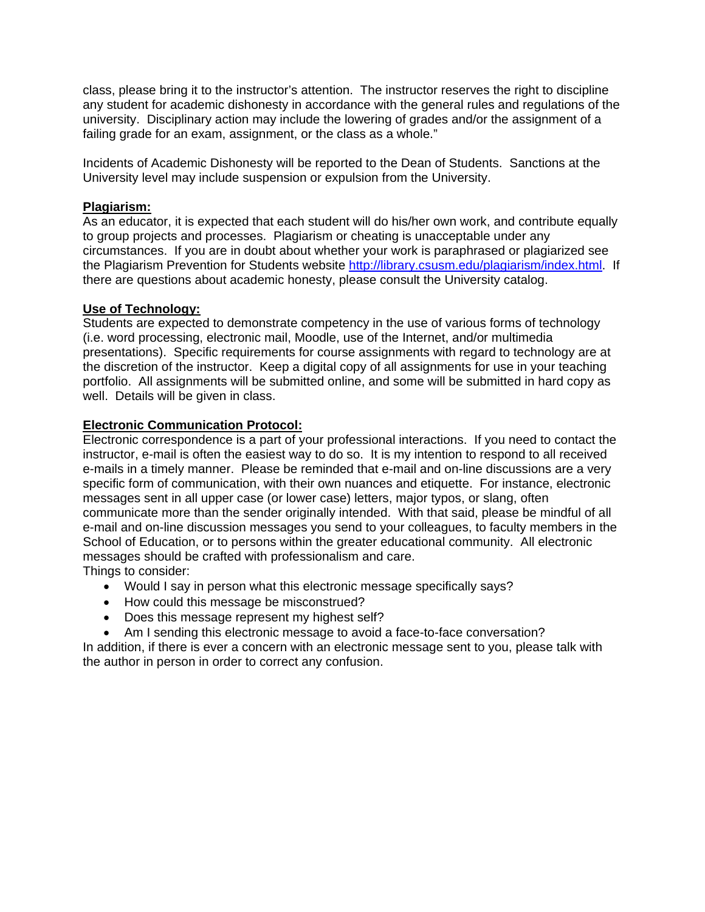class, please bring it to the instructor's attention. The instructor reserves the right to discipline any student for academic dishonesty in accordance with the general rules and regulations of the university. Disciplinary action may include the lowering of grades and/or the assignment of a failing grade for an exam, assignment, or the class as a whole."

Incidents of Academic Dishonesty will be reported to the Dean of Students. Sanctions at the University level may include suspension or expulsion from the University.

**Plagiarism:**

As an educator, it is expected that each student will do his/her own work, and contribute equally to group projects and processes. Plagiarism or cheating is unacceptable under any circumstances. If you are in doubt about whether your work is paraphrased or plagiarized see the Plagiarism Prevention for Students website http://library.csusm.edu/plagiarism/index.html. If there are questions about academic honesty, please consult the University catalog.

**Use of Technology:**

Students are expected to demonstrate competency in the use of various forms of technology (i.e. word processing, electronic mail, Moodle, use of the Internet, and/or multimedia presentations). Specific requirements for course assignments with regard to technology are at the discretion of the instructor. Keep a digital copy of all assignments for use in your teaching portfolio. All assignments will be submitted online, and some will be submitted in hard copy as well. Details will be given in class.

**Electronic Communication Protocol:**

Electronic correspondence is a part of your professional interactions. If you need to contact the instructor, e-mail is often the easiest way to do so. It is my intention to respond to all received e-mails in a timely manner. Please be reminded that e-mail and on-line discussions are a very specific form of communication, with their own nuances and etiquette. For instance, electronic messages sent in all upper case (or lower case) letters, major typos, or slang, often communicate more than the sender originally intended. With that said, please be mindful of all e-mail and on-line discussion messages you send to your colleagues, to faculty members in the School of Education, or to persons within the greater educational community. All electronic messages should be crafted with professionalism and care.

Things to consider:

- Would I say in person what this electronic message specifically says?
- How could this message be misconstrued?
- Does this message represent my highest self?
- Am I sending this electronic message to avoid a face-to-face conversation?

In addition, if there is ever a concern with an electronic message sent to you, please talk with the author in person in order to correct any confusion.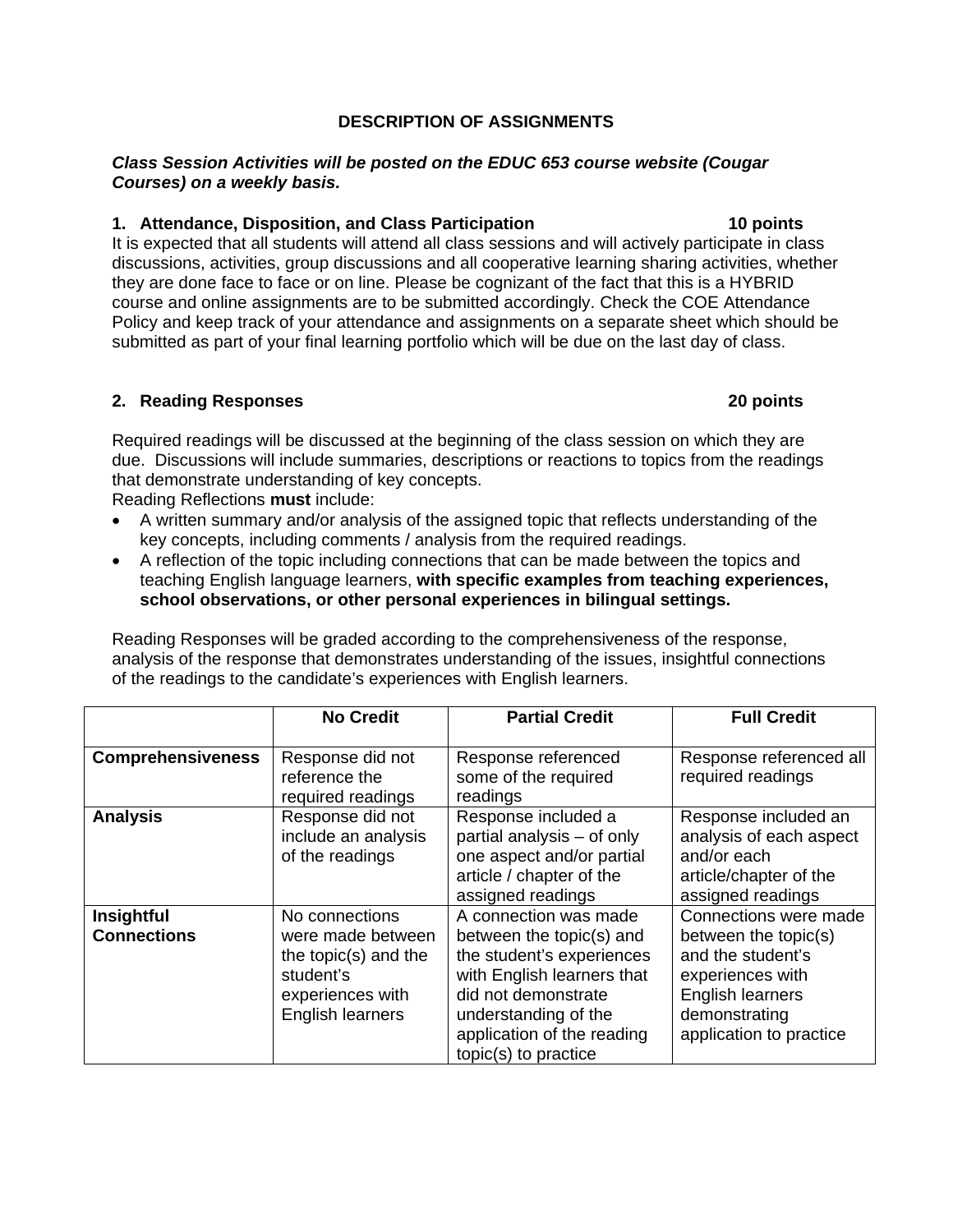## DESCRIPTION OF ASSIGNMENTS

***Class Session Activities will be posted on the EDUC 653 course website (Cougar Courses) on a weekly basis.***

### 1. Attendance, Disposition, and Class Participation — 10 points

It is expected that all students will attend all class sessions and will actively participate in class discussions, activities, group discussions and all cooperative learning sharing activities, whether they are done face to face or on line. Please be cognizant of the fact that this is a HYBRID course and online assignments are to be submitted accordingly. Check the COE Attendance Policy and keep track of your attendance and assignments on a separate sheet which should be submitted as part of your final learning portfolio which will be due on the last day of class.

### 2. Reading Responses — 20 points

Required readings will be discussed at the beginning of the class session on which they are due. Discussions will include summaries, descriptions or reactions to topics from the readings that demonstrate understanding of key concepts.

Reading Reflections **must** include:

- A written summary and/or analysis of the assigned topic that reflects understanding of the key concepts, including comments / analysis from the required readings.
- A reflection of the topic including connections that can be made between the topics and teaching English language learners, **with specific examples from teaching experiences, school observations, or other personal experiences in bilingual settings.**

Reading Responses will be graded according to the comprehensiveness of the response, analysis of the response that demonstrates understanding of the issues, insightful connections of the readings to the candidate's experiences with English learners.

| | No Credit | Partial Credit | Full Credit |
|---|---|---|---|
| **Comprehensiveness** | Response did not reference the required readings | Response referenced some of the required readings | Response referenced all required readings |
| **Analysis** | Response did not include an analysis of the readings | Response included a partial analysis – of only one aspect and/or partial article / chapter of the assigned readings | Response included an analysis of each aspect and/or each article/chapter of the assigned readings |
| **Insightful Connections** | No connections were made between the topic(s) and the student's experiences with English learners | A connection was made between the topic(s) and the student's experiences with English learners that did not demonstrate understanding of the application of the reading topic(s) to practice | Connections were made between the topic(s) and the student's experiences with English learners demonstrating application to practice |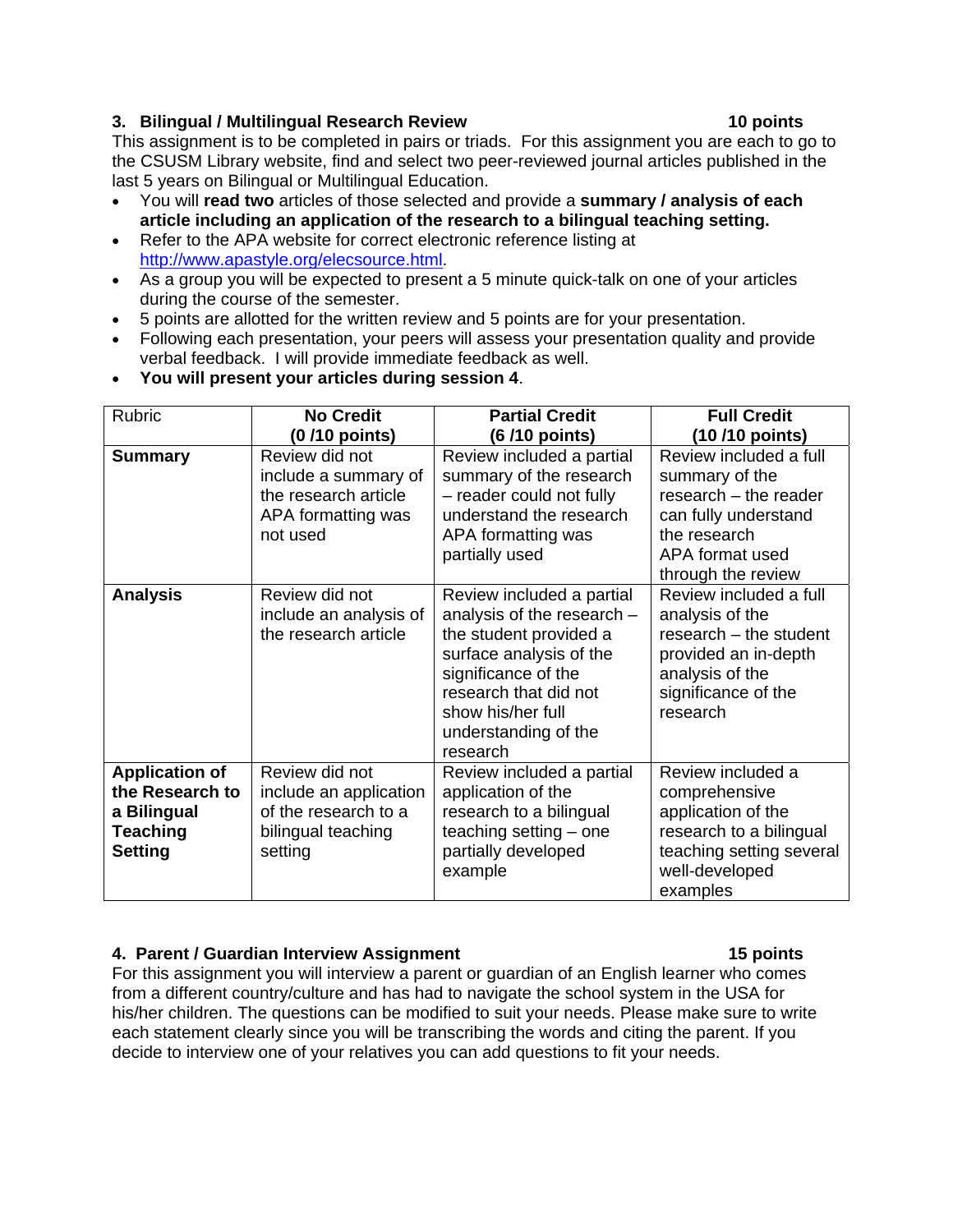### 3. Bilingual / Multilingual Research Review 10 points

This assignment is to be completed in pairs or triads. For this assignment you are each to go to the CSUSM Library website, find and select two peer-reviewed journal articles published in the last 5 years on Bilingual or Multilingual Education.

- You will **read two** articles of those selected and provide a **summary / analysis of each article including an application of the research to a bilingual teaching setting.**
- Refer to the APA website for correct electronic reference listing at http://www.apastyle.org/elecsource.html.
- As a group you will be expected to present a 5 minute quick-talk on one of your articles during the course of the semester.
- 5 points are allotted for the written review and 5 points are for your presentation.
- Following each presentation, your peers will assess your presentation quality and provide verbal feedback. I will provide immediate feedback as well.
- **You will present your articles during session 4**.

| Rubric | No Credit (0 /10 points) | Partial Credit (6 /10 points) | Full Credit (10 /10 points) |
|---|---|---|---|
| **Summary** | Review did not include a summary of the research article APA formatting was not used | Review included a partial summary of the research – reader could not fully understand the research APA formatting was partially used | Review included a full summary of the research – the reader can fully understand the research APA format used through the review |
| **Analysis** | Review did not include an analysis of the research article | Review included a partial analysis of the research – the student provided a surface analysis of the significance of the research that did not show his/her full understanding of the research | Review included a full analysis of the research – the student provided an in-depth analysis of the significance of the research |
| **Application of the Research to a Bilingual Teaching Setting** | Review did not include an application of the research to a bilingual teaching setting | Review included a partial application of the research to a bilingual teaching setting – one partially developed example | Review included a comprehensive application of the research to a bilingual teaching setting several well-developed examples |

### 4. Parent / Guardian Interview Assignment 15 points

For this assignment you will interview a parent or guardian of an English learner who comes from a different country/culture and has had to navigate the school system in the USA for his/her children. The questions can be modified to suit your needs. Please make sure to write each statement clearly since you will be transcribing the words and citing the parent. If you decide to interview one of your relatives you can add questions to fit your needs.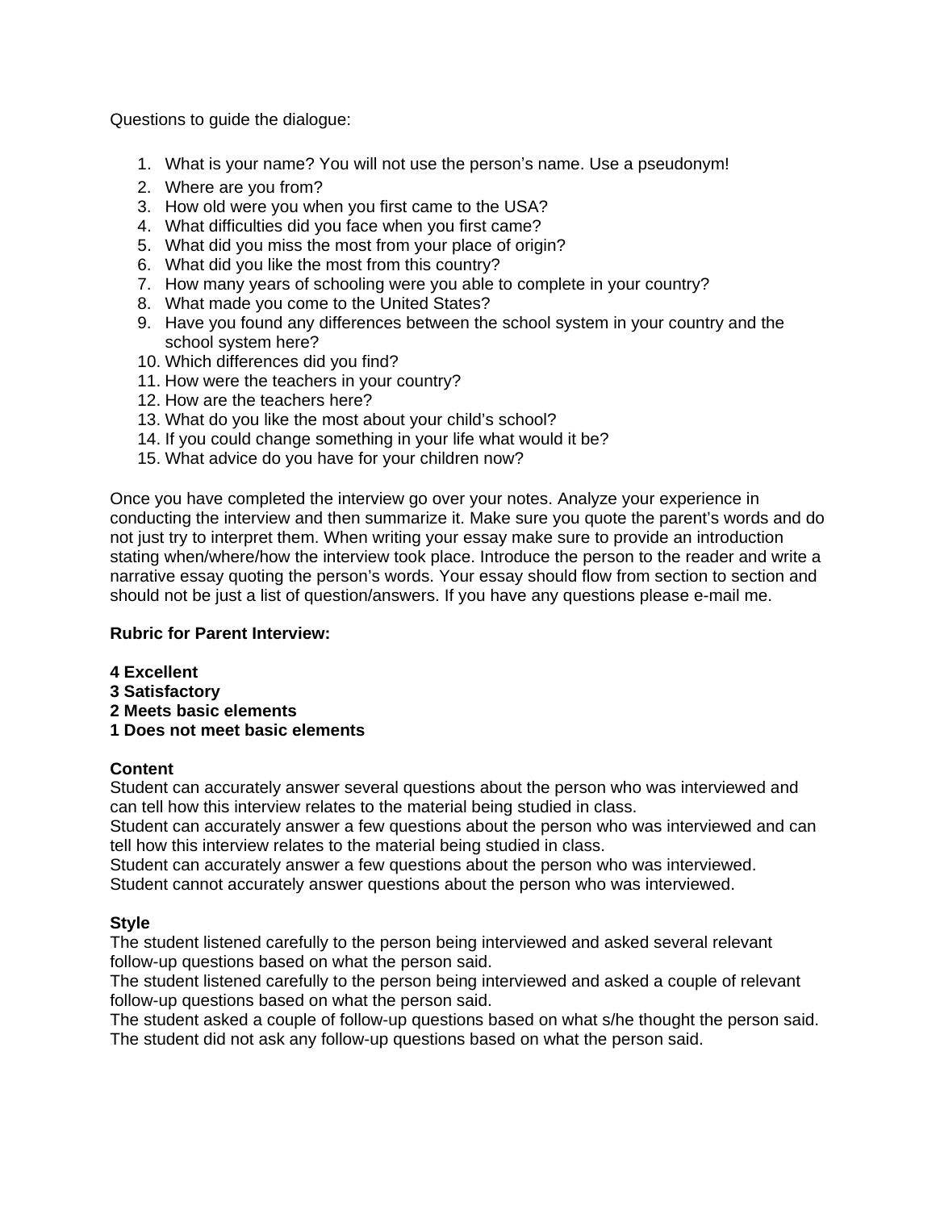Questions to guide the dialogue:

1. What is your name? You will not use the person's name. Use a pseudonym!
2. Where are you from?
3. How old were you when you first came to the USA?
4. What difficulties did you face when you first came?
5. What did you miss the most from your place of origin?
6. What did you like the most from this country?
7. How many years of schooling were you able to complete in your country?
8. What made you come to the United States?
9. Have you found any differences between the school system in your country and the school system here?
10. Which differences did you find?
11. How were the teachers in your country?
12. How are the teachers here?
13. What do you like the most about your child's school?
14. If you could change something in your life what would it be?
15. What advice do you have for your children now?

Once you have completed the interview go over your notes. Analyze your experience in conducting the interview and then summarize it. Make sure you quote the parent's words and do not just try to interpret them. When writing your essay make sure to provide an introduction stating when/where/how the interview took place. Introduce the person to the reader and write a narrative essay quoting the person's words. Your essay should flow from section to section and should not be just a list of question/answers. If you have any questions please e-mail me.

**Rubric for Parent Interview:**

**4 Excellent**
**3 Satisfactory**
**2 Meets basic elements**
**1 Does not meet basic elements**

**Content**
Student can accurately answer several questions about the person who was interviewed and can tell how this interview relates to the material being studied in class.
Student can accurately answer a few questions about the person who was interviewed and can tell how this interview relates to the material being studied in class.
Student can accurately answer a few questions about the person who was interviewed.
Student cannot accurately answer questions about the person who was interviewed.

**Style**
The student listened carefully to the person being interviewed and asked several relevant follow-up questions based on what the person said.
The student listened carefully to the person being interviewed and asked a couple of relevant follow-up questions based on what the person said.
The student asked a couple of follow-up questions based on what s/he thought the person said.
The student did not ask any follow-up questions based on what the person said.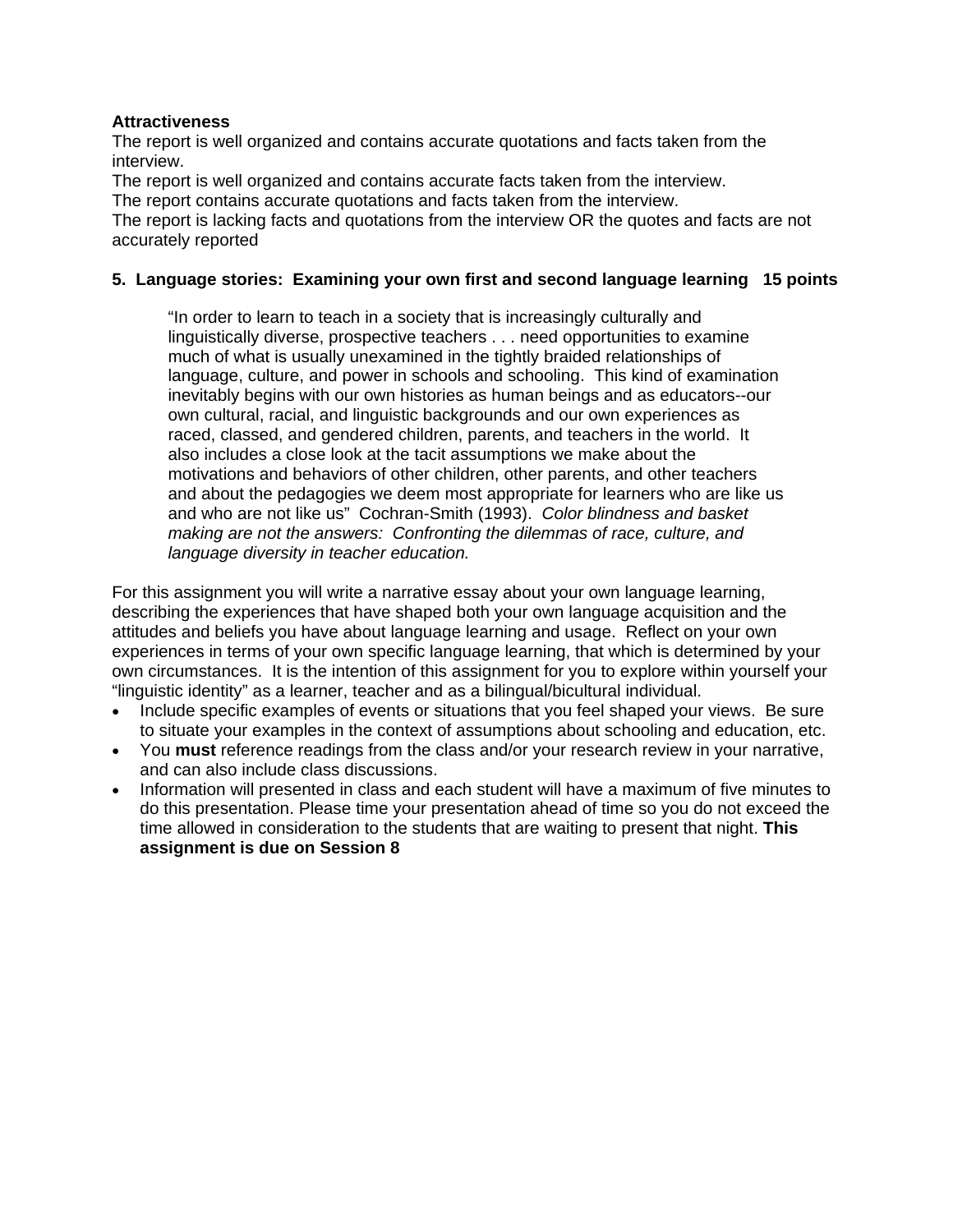**Attractiveness**

The report is well organized and contains accurate quotations and facts taken from the interview.

The report is well organized and contains accurate facts taken from the interview.

The report contains accurate quotations and facts taken from the interview.

The report is lacking facts and quotations from the interview OR the quotes and facts are not accurately reported

**5. Language stories: Examining your own first and second language learning 15 points**

> "In order to learn to teach in a society that is increasingly culturally and linguistically diverse, prospective teachers . . . need opportunities to examine much of what is usually unexamined in the tightly braided relationships of language, culture, and power in schools and schooling. This kind of examination inevitably begins with our own histories as human beings and as educators--our own cultural, racial, and linguistic backgrounds and our own experiences as raced, classed, and gendered children, parents, and teachers in the world. It also includes a close look at the tacit assumptions we make about the motivations and behaviors of other children, other parents, and other teachers and about the pedagogies we deem most appropriate for learners who are like us and who are not like us" Cochran-Smith (1993). *Color blindness and basket making are not the answers: Confronting the dilemmas of race, culture, and language diversity in teacher education.*

For this assignment you will write a narrative essay about your own language learning, describing the experiences that have shaped both your own language acquisition and the attitudes and beliefs you have about language learning and usage. Reflect on your own experiences in terms of your own specific language learning, that which is determined by your own circumstances. It is the intention of this assignment for you to explore within yourself your "linguistic identity" as a learner, teacher and as a bilingual/bicultural individual.

- Include specific examples of events or situations that you feel shaped your views. Be sure to situate your examples in the context of assumptions about schooling and education, etc.
- You **must** reference readings from the class and/or your research review in your narrative, and can also include class discussions.
- Information will presented in class and each student will have a maximum of five minutes to do this presentation. Please time your presentation ahead of time so you do not exceed the time allowed in consideration to the students that are waiting to present that night. **This assignment is due on Session 8**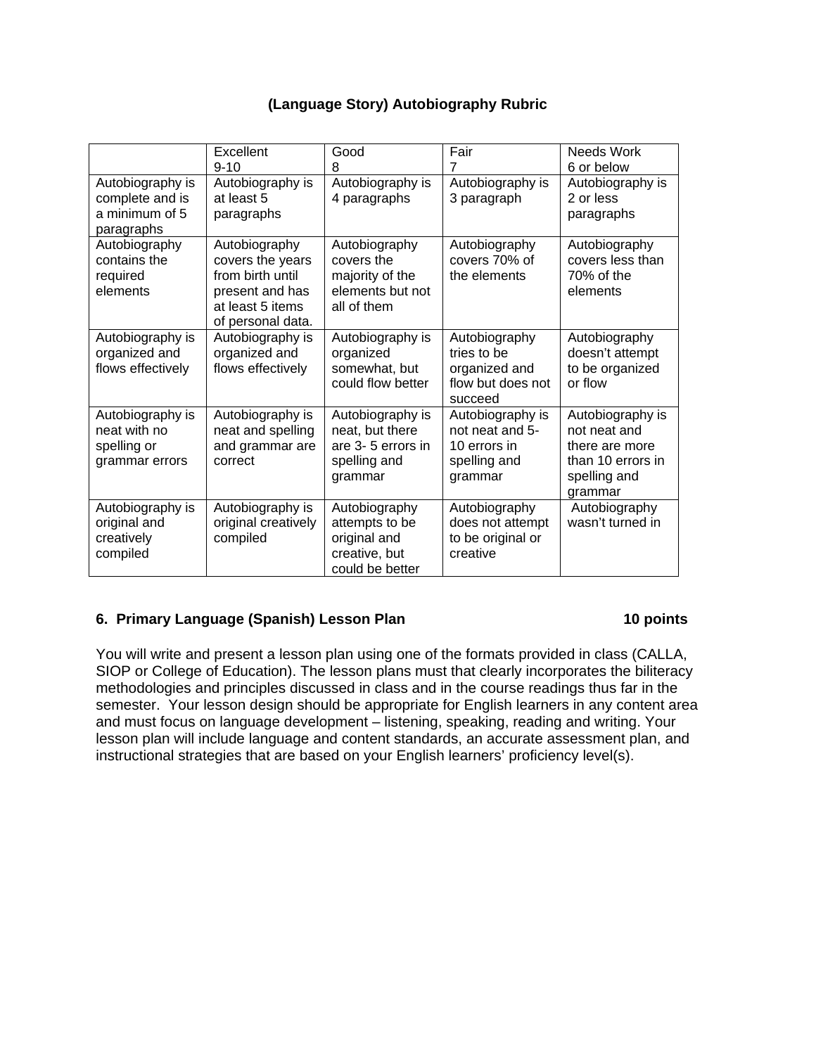## (Language Story) Autobiography Rubric

| | Excellent 9-10 | Good 8 | Fair 7 | Needs Work 6 or below |
|---|---|---|---|---|
| Autobiography is complete and is a minimum of 5 paragraphs | Autobiography is at least 5 paragraphs | Autobiography is 4 paragraphs | Autobiography is 3 paragraph | Autobiography is 2 or less paragraphs |
| Autobiography contains the required elements | Autobiography covers the years from birth until present and has at least 5 items of personal data. | Autobiography covers the majority of the elements but not all of them | Autobiography covers 70% of the elements | Autobiography covers less than 70% of the elements |
| Autobiography is organized and flows effectively | Autobiography is organized and flows effectively | Autobiography is organized somewhat, but could flow better | Autobiography tries to be organized and flow but does not succeed | Autobiography doesn't attempt to be organized or flow |
| Autobiography is neat with no spelling or grammar errors | Autobiography is neat and spelling and grammar are correct | Autobiography is neat, but there are 3- 5 errors in spelling and grammar | Autobiography is not neat and 5-10 errors in spelling and grammar | Autobiography is not neat and there are more than 10 errors in spelling and grammar |
| Autobiography is original and creatively compiled | Autobiography is original creatively compiled | Autobiography attempts to be original and creative, but could be better | Autobiography does not attempt to be original or creative | Autobiography wasn't turned in |

### 6. Primary Language (Spanish) Lesson Plan — 10 points

You will write and present a lesson plan using one of the formats provided in class (CALLA, SIOP or College of Education). The lesson plans must that clearly incorporates the biliteracy methodologies and principles discussed in class and in the course readings thus far in the semester. Your lesson design should be appropriate for English learners in any content area and must focus on language development – listening, speaking, reading and writing. Your lesson plan will include language and content standards, an accurate assessment plan, and instructional strategies that are based on your English learners' proficiency level(s).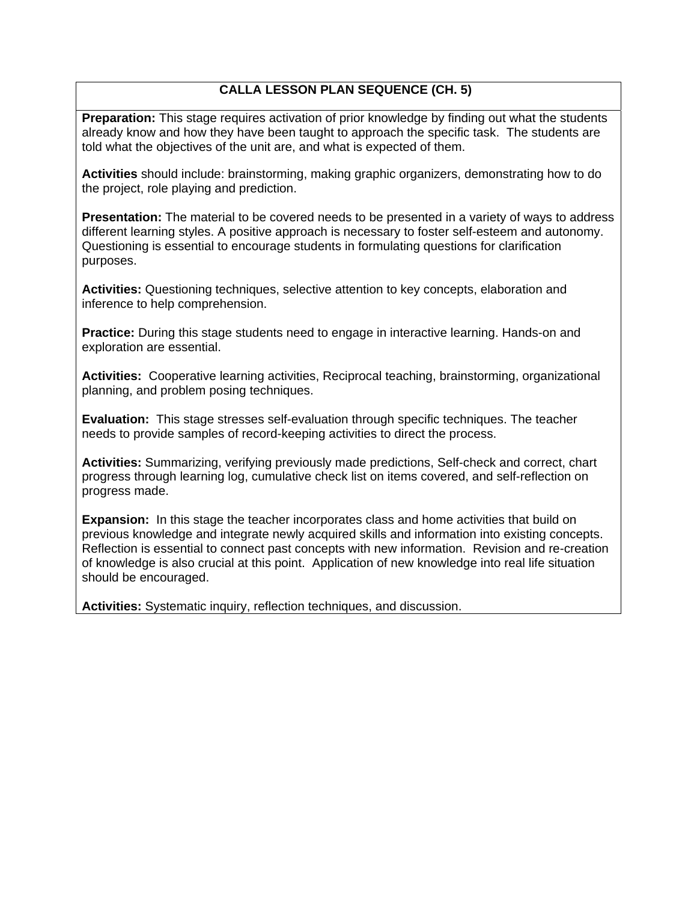## CALLA LESSON PLAN SEQUENCE (CH. 5)

**Preparation:** This stage requires activation of prior knowledge by finding out what the students already know and how they have been taught to approach the specific task. The students are told what the objectives of the unit are, and what is expected of them.

**Activities** should include: brainstorming, making graphic organizers, demonstrating how to do the project, role playing and prediction.

**Presentation:** The material to be covered needs to be presented in a variety of ways to address different learning styles. A positive approach is necessary to foster self-esteem and autonomy. Questioning is essential to encourage students in formulating questions for clarification purposes.

**Activities:** Questioning techniques, selective attention to key concepts, elaboration and inference to help comprehension.

**Practice:** During this stage students need to engage in interactive learning. Hands-on and exploration are essential.

**Activities:** Cooperative learning activities, Reciprocal teaching, brainstorming, organizational planning, and problem posing techniques.

**Evaluation:** This stage stresses self-evaluation through specific techniques. The teacher needs to provide samples of record-keeping activities to direct the process.

**Activities:** Summarizing, verifying previously made predictions, Self-check and correct, chart progress through learning log, cumulative check list on items covered, and self-reflection on progress made.

**Expansion:** In this stage the teacher incorporates class and home activities that build on previous knowledge and integrate newly acquired skills and information into existing concepts. Reflection is essential to connect past concepts with new information. Revision and re-creation of knowledge is also crucial at this point. Application of new knowledge into real life situation should be encouraged.

**Activities:** Systematic inquiry, reflection techniques, and discussion.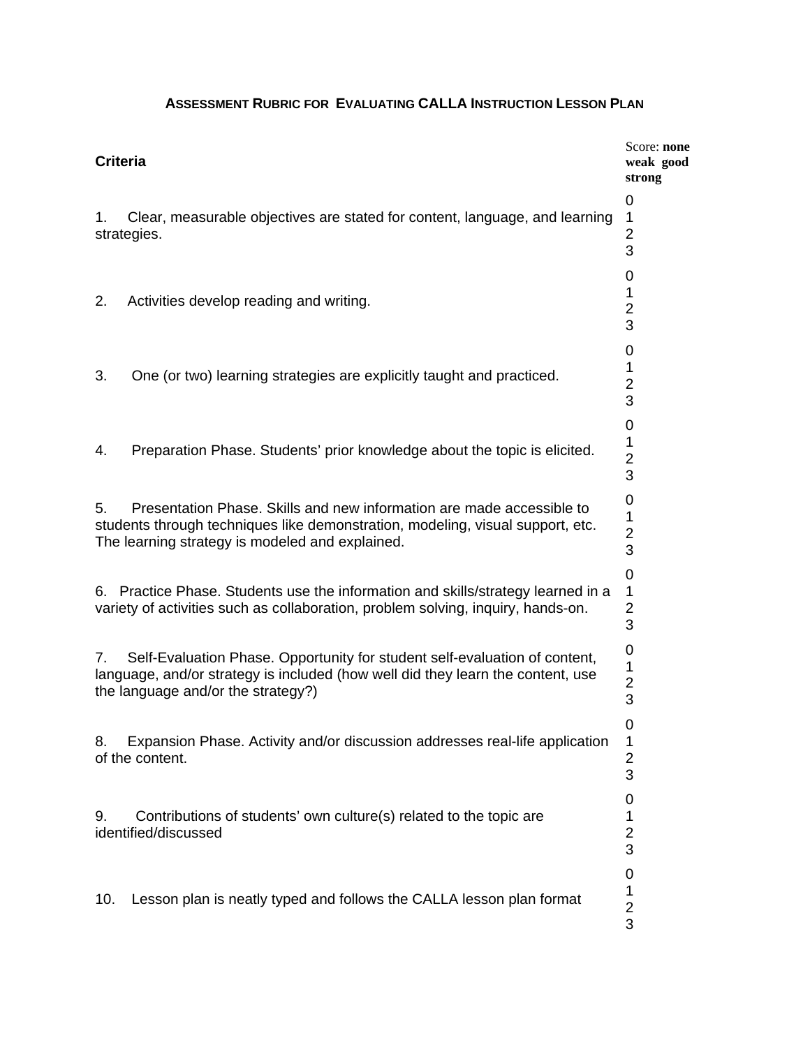# ASSESSMENT RUBRIC FOR EVALUATING CALLA INSTRUCTION LESSON PLAN

| Criteria | Score: **none weak good strong** |
|---|---|
| 1. Clear, measurable objectives are stated for content, language, and learning strategies. | 0 1 2 3 |
| 2. Activities develop reading and writing. | 0 1 2 3 |
| 3. One (or two) learning strategies are explicitly taught and practiced. | 0 1 2 3 |
| 4. Preparation Phase. Students' prior knowledge about the topic is elicited. | 0 1 2 3 |
| 5. Presentation Phase. Skills and new information are made accessible to students through techniques like demonstration, modeling, visual support, etc. The learning strategy is modeled and explained. | 0 1 2 3 |
| 6. Practice Phase. Students use the information and skills/strategy learned in a variety of activities such as collaboration, problem solving, inquiry, hands-on. | 0 1 2 3 |
| 7. Self-Evaluation Phase. Opportunity for student self-evaluation of content, language, and/or strategy is included (how well did they learn the content, use the language and/or the strategy?) | 0 1 2 3 |
| 8. Expansion Phase. Activity and/or discussion addresses real-life application of the content. | 0 1 2 3 |
| 9. Contributions of students' own culture(s) related to the topic are identified/discussed | 0 1 2 3 |
| 10. Lesson plan is neatly typed and follows the CALLA lesson plan format | 0 1 2 3 |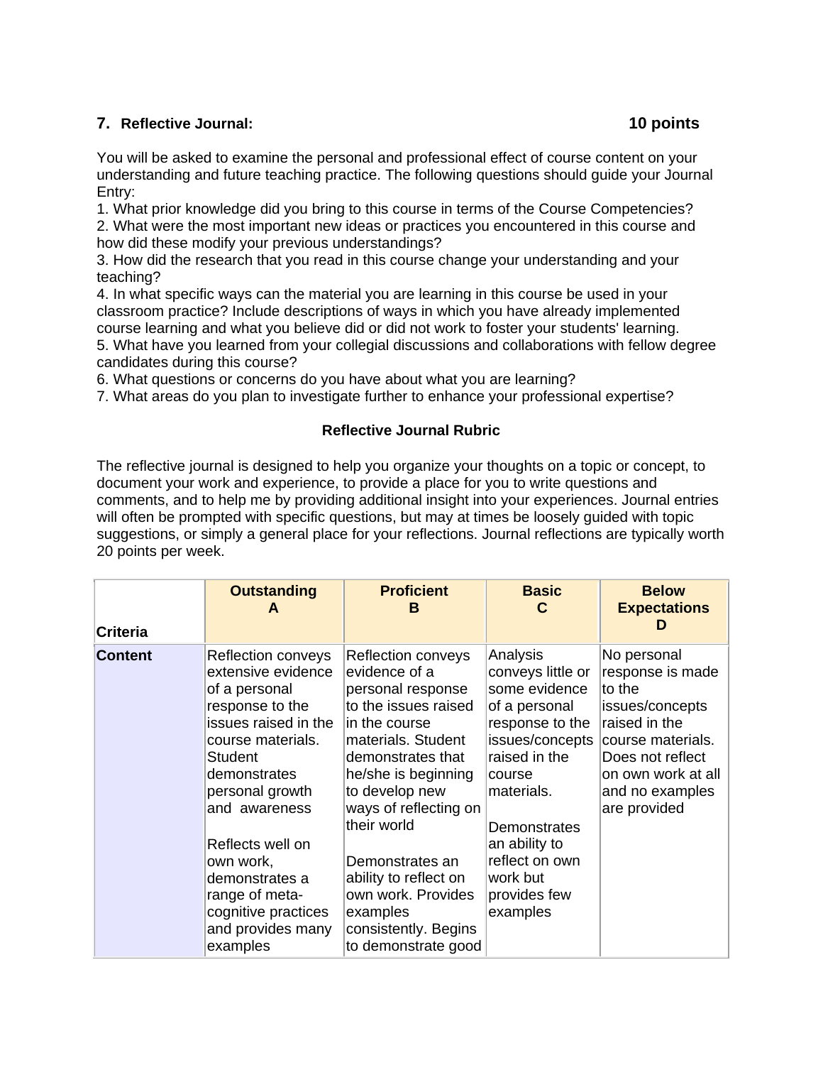### 7. Reflective Journal: 10 points

You will be asked to examine the personal and professional effect of course content on your understanding and future teaching practice. The following questions should guide your Journal Entry:

1. What prior knowledge did you bring to this course in terms of the Course Competencies?
2. What were the most important new ideas or practices you encountered in this course and how did these modify your previous understandings?
3. How did the research that you read in this course change your understanding and your teaching?
4. In what specific ways can the material you are learning in this course be used in your classroom practice? Include descriptions of ways in which you have already implemented course learning and what you believe did or did not work to foster your students' learning.
5. What have you learned from your collegial discussions and collaborations with fellow degree candidates during this course?
6. What questions or concerns do you have about what you are learning?
7. What areas do you plan to investigate further to enhance your professional expertise?

**Reflective Journal Rubric**

The reflective journal is designed to help you organize your thoughts on a topic or concept, to document your work and experience, to provide a place for you to write questions and comments, and to help me by providing additional insight into your experiences. Journal entries will often be prompted with specific questions, but may at times be loosely guided with topic suggestions, or simply a general place for your reflections. Journal reflections are typically worth 20 points per week.

| Criteria | Outstanding A | Proficient B | Basic C | Below Expectations D |
|---|---|---|---|---|
| **Content** | Reflection conveys extensive evidence of a personal response to the issues raised in the course materials. Student demonstrates personal growth and awareness<br><br>Reflects well on own work, demonstrates a range of meta-cognitive practices and provides many examples | Reflection conveys evidence of a personal response to the issues raised in the course materials. Student demonstrates that he/she is beginning to develop new ways of reflecting on their world<br><br>Demonstrates an ability to reflect on own work. Provides examples consistently. Begins to demonstrate good | Analysis conveys little or some evidence of a personal response to the issues/concepts raised in the course materials.<br><br>Demonstrates an ability to reflect on own work but provides few examples | No personal response is made to the issues/concepts raised in the course materials. Does not reflect on own work at all and no examples are provided |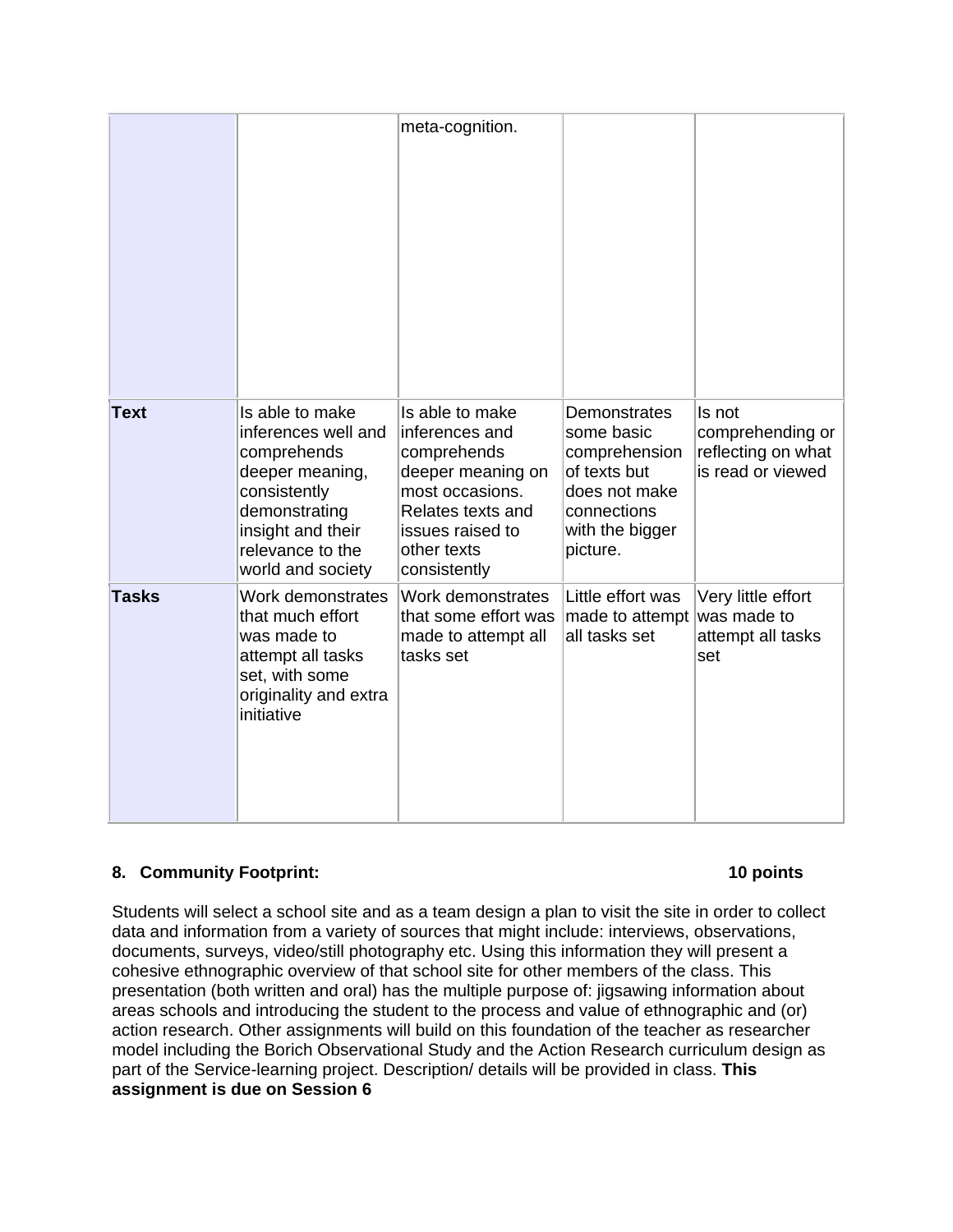| | | | | |
|---|---|---|---|---|
| | | meta-cognition. | | |
| **Text** | Is able to make inferences well and comprehends deeper meaning, consistently demonstrating insight and their relevance to the world and society | Is able to make inferences and comprehends deeper meaning on most occasions. Relates texts and issues raised to other texts consistently | Demonstrates some basic comprehension of texts but does not make connections with the bigger picture. | Is not comprehending or reflecting on what is read or viewed |
| **Tasks** | Work demonstrates that much effort was made to attempt all tasks set, with some originality and extra initiative | Work demonstrates that some effort was made to attempt all tasks set | Little effort was made to attempt all tasks set | Very little effort was made to attempt all tasks set |

**8. Community Footprint: 10 points**

Students will select a school site and as a team design a plan to visit the site in order to collect data and information from a variety of sources that might include: interviews, observations, documents, surveys, video/still photography etc. Using this information they will present a cohesive ethnographic overview of that school site for other members of the class. This presentation (both written and oral) has the multiple purpose of: jigsawing information about areas schools and introducing the student to the process and value of ethnographic and (or) action research. Other assignments will build on this foundation of the teacher as researcher model including the Borich Observational Study and the Action Research curriculum design as part of the Service-learning project. Description/ details will be provided in class. **This assignment is due on Session 6**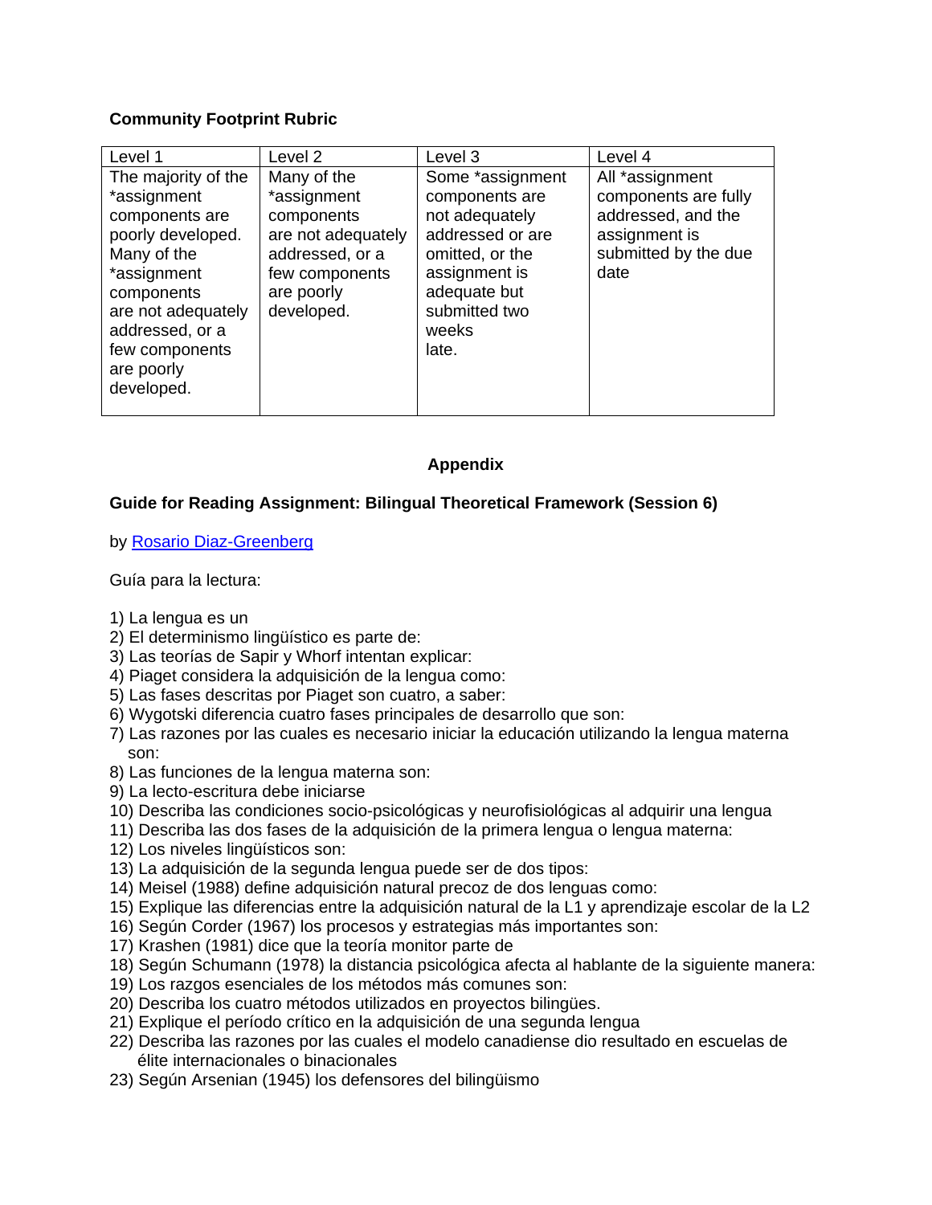**Community Footprint Rubric**

| Level 1 | Level 2 | Level 3 | Level 4 |
|---|---|---|---|
| The majority of the *assignment components are poorly developed. Many of the *assignment components are not adequately addressed, or a few components are poorly developed. | Many of the *assignment components are not adequately addressed, or a few components are poorly developed. | Some *assignment components are not adequately addressed or are omitted, or the assignment is adequate but submitted two weeks late. | All *assignment components are fully addressed, and the assignment is submitted by the due date |

## Appendix

**Guide for Reading Assignment: Bilingual Theoretical Framework (Session 6)**

by Rosario Diaz-Greenberg

Guía para la lectura:

1) La lengua es un
2) El determinismo lingüístico es parte de:
3) Las teorías de Sapir y Whorf intentan explicar:
4) Piaget considera la adquisición de la lengua como:
5) Las fases descritas por Piaget son cuatro, a saber:
6) Wygotski diferencia cuatro fases principales de desarrollo que son:
7) Las razones por las cuales es necesario iniciar la educación utilizando la lengua materna son:
8) Las funciones de la lengua materna son:
9) La lecto-escritura debe iniciarse
10) Describa las condiciones socio-psicológicas y neurofisiológicas al adquirir una lengua
11) Describa las dos fases de la adquisición de la primera lengua o lengua materna:
12) Los niveles lingüísticos son:
13) La adquisición de la segunda lengua puede ser de dos tipos:
14) Meisel (1988) define adquisición natural precoz de dos lenguas como:
15) Explique las diferencias entre la adquisición natural de la L1 y aprendizaje escolar de la L2
16) Según Corder (1967) los procesos y estrategias más importantes son:
17) Krashen (1981) dice que la teoría monitor parte de
18) Según Schumann (1978) la distancia psicológica afecta al hablante de la siguiente manera:
19) Los razgos esenciales de los métodos más comunes son:
20) Describa los cuatro métodos utilizados en proyectos bilingües.
21) Explique el período crítico en la adquisición de una segunda lengua
22) Describa las razones por las cuales el modelo canadiense dio resultado en escuelas de élite internacionales o binacionales
23) Según Arsenian (1945) los defensores del bilingüismo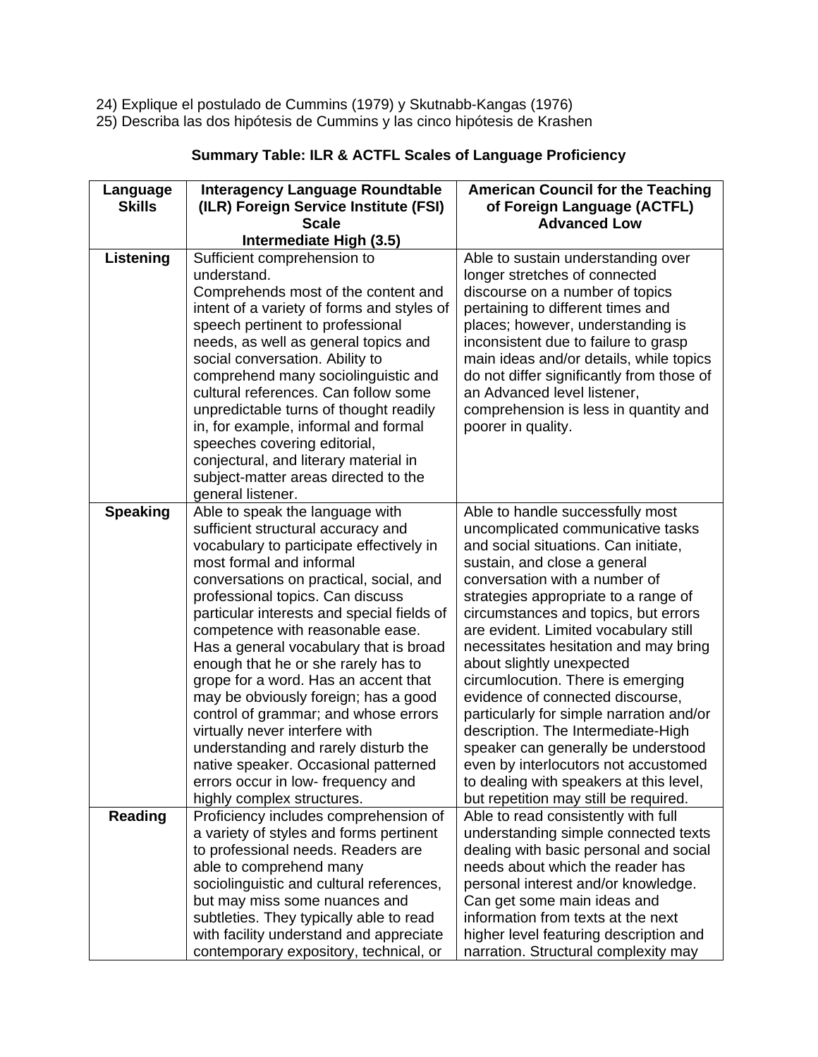24) Explique el postulado de Cummins (1979) y Skutnabb-Kangas (1976)
25) Describa las dos hipótesis de Cummins y las cinco hipótesis de Krashen

**Summary Table: ILR & ACTFL Scales of Language Proficiency**

| Language Skills | Interagency Language Roundtable (ILR) Foreign Service Institute (FSI) Scale Intermediate High (3.5) | American Council for the Teaching of Foreign Language (ACTFL) Advanced Low |
|---|---|---|
| **Listening** | Sufficient comprehension to understand. Comprehends most of the content and intent of a variety of forms and styles of speech pertinent to professional needs, as well as general topics and social conversation. Ability to comprehend many sociolinguistic and cultural references. Can follow some unpredictable turns of thought readily in, for example, informal and formal speeches covering editorial, conjectural, and literary material in subject-matter areas directed to the general listener. | Able to sustain understanding over longer stretches of connected discourse on a number of topics pertaining to different times and places; however, understanding is inconsistent due to failure to grasp main ideas and/or details, while topics do not differ significantly from those of an Advanced level listener, comprehension is less in quantity and poorer in quality. |
| **Speaking** | Able to speak the language with sufficient structural accuracy and vocabulary to participate effectively in most formal and informal conversations on practical, social, and professional topics. Can discuss particular interests and special fields of competence with reasonable ease. Has a general vocabulary that is broad enough that he or she rarely has to grope for a word. Has an accent that may be obviously foreign; has a good control of grammar; and whose errors virtually never interfere with understanding and rarely disturb the native speaker. Occasional patterned errors occur in low- frequency and highly complex structures. | Able to handle successfully most uncomplicated communicative tasks and social situations. Can initiate, sustain, and close a general conversation with a number of strategies appropriate to a range of circumstances and topics, but errors are evident. Limited vocabulary still necessitates hesitation and may bring about slightly unexpected circumlocution. There is emerging evidence of connected discourse, particularly for simple narration and/or description. The Intermediate-High speaker can generally be understood even by interlocutors not accustomed to dealing with speakers at this level, but repetition may still be required. |
| **Reading** | Proficiency includes comprehension of a variety of styles and forms pertinent to professional needs. Readers are able to comprehend many sociolinguistic and cultural references, but may miss some nuances and subtleties. They typically able to read with facility understand and appreciate contemporary expository, technical, or | Able to read consistently with full understanding simple connected texts dealing with basic personal and social needs about which the reader has personal interest and/or knowledge. Can get some main ideas and information from texts at the next higher level featuring description and narration. Structural complexity may |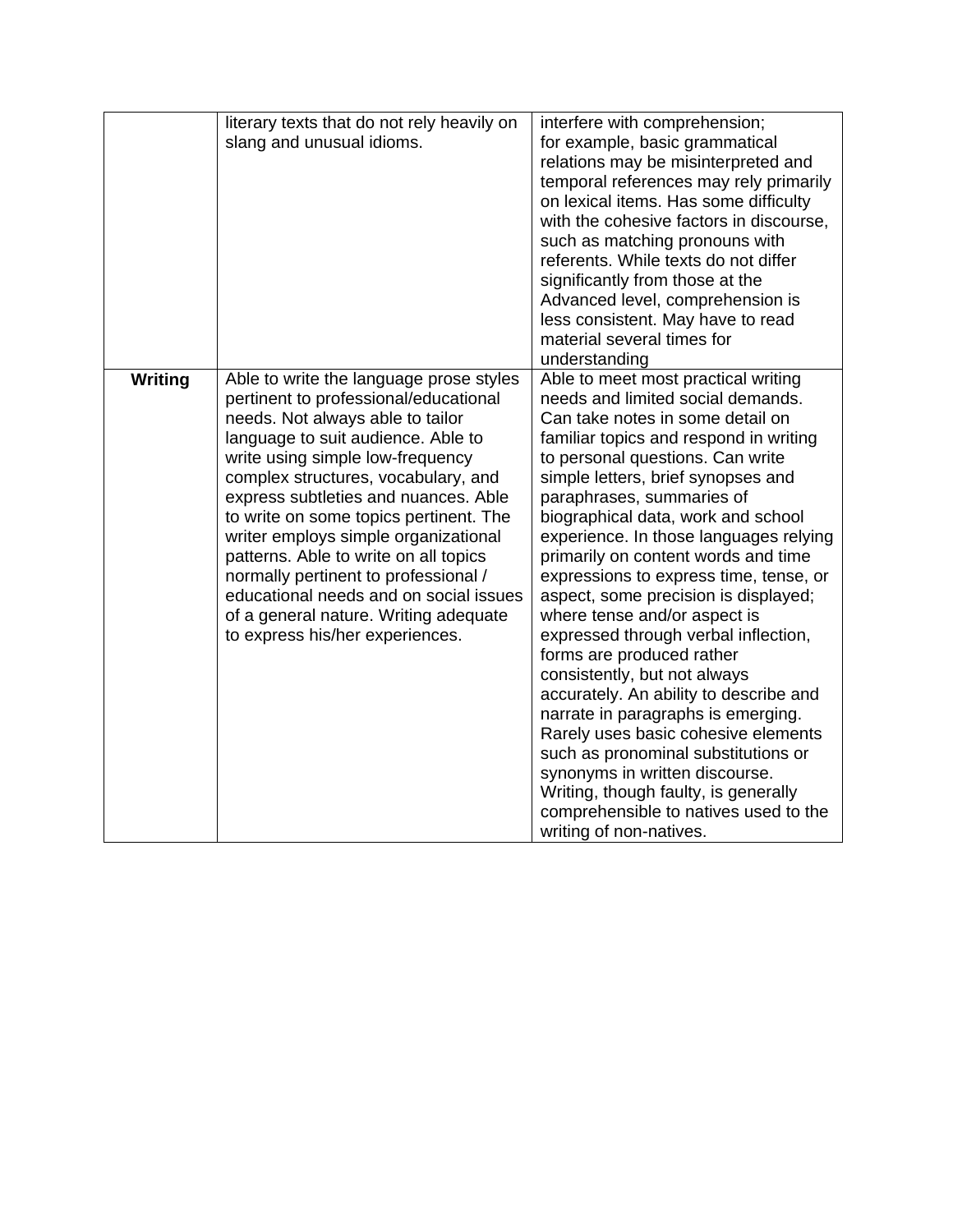| | | |
|---|---|---|
| | literary texts that do not rely heavily on slang and unusual idioms. | interfere with comprehension; for example, basic grammatical relations may be misinterpreted and temporal references may rely primarily on lexical items. Has some difficulty with the cohesive factors in discourse, such as matching pronouns with referents. While texts do not differ significantly from those at the Advanced level, comprehension is less consistent. May have to read material several times for understanding |
| **Writing** | Able to write the language prose styles pertinent to professional/educational needs. Not always able to tailor language to suit audience. Able to write using simple low-frequency complex structures, vocabulary, and express subtleties and nuances. Able to write on some topics pertinent. The writer employs simple organizational patterns. Able to write on all topics normally pertinent to professional / educational needs and on social issues of a general nature. Writing adequate to express his/her experiences. | Able to meet most practical writing needs and limited social demands. Can take notes in some detail on familiar topics and respond in writing to personal questions. Can write simple letters, brief synopses and paraphrases, summaries of biographical data, work and school experience. In those languages relying primarily on content words and time expressions to express time, tense, or aspect, some precision is displayed; where tense and/or aspect is expressed through verbal inflection, forms are produced rather consistently, but not always accurately. An ability to describe and narrate in paragraphs is emerging. Rarely uses basic cohesive elements such as pronominal substitutions or synonyms in written discourse. Writing, though faulty, is generally comprehensible to natives used to the writing of non-natives. |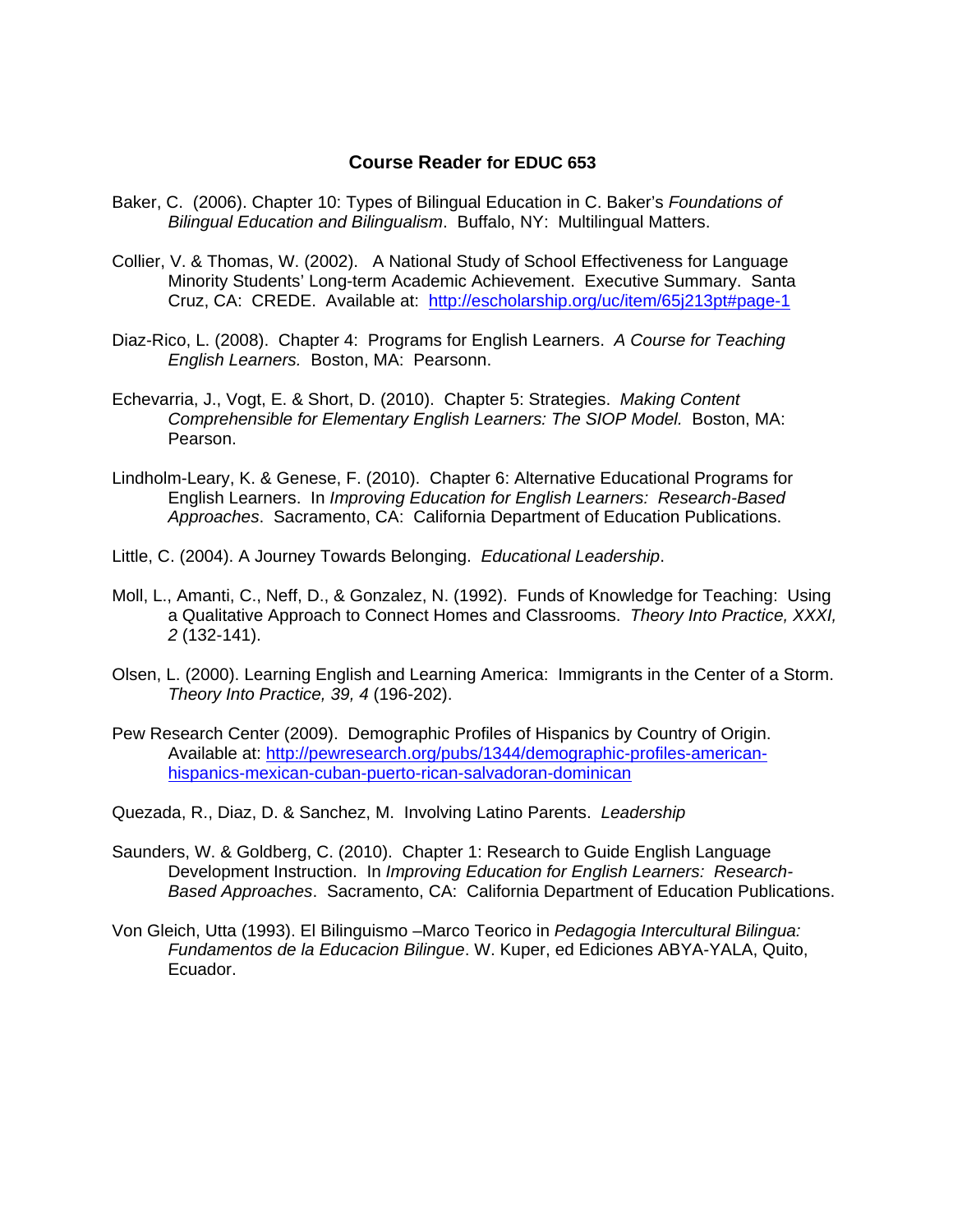# Course Reader for EDUC 653

Baker, C. (2006). Chapter 10: Types of Bilingual Education in C. Baker's *Foundations of Bilingual Education and Bilingualism*. Buffalo, NY: Multilingual Matters.

Collier, V. & Thomas, W. (2002). A National Study of School Effectiveness for Language Minority Students' Long-term Academic Achievement. Executive Summary. Santa Cruz, CA: CREDE. Available at: http://escholarship.org/uc/item/65j213pt#page-1

Diaz-Rico, L. (2008). Chapter 4: Programs for English Learners. *A Course for Teaching English Learners.* Boston, MA: Pearsonn.

Echevarria, J., Vogt, E. & Short, D. (2010). Chapter 5: Strategies. *Making Content Comprehensible for Elementary English Learners: The SIOP Model.* Boston, MA: Pearson.

Lindholm-Leary, K. & Genese, F. (2010). Chapter 6: Alternative Educational Programs for English Learners. In *Improving Education for English Learners: Research-Based Approaches*. Sacramento, CA: California Department of Education Publications.

Little, C. (2004). A Journey Towards Belonging. *Educational Leadership*.

Moll, L., Amanti, C., Neff, D., & Gonzalez, N. (1992). Funds of Knowledge for Teaching: Using a Qualitative Approach to Connect Homes and Classrooms. *Theory Into Practice, XXXI, 2* (132-141).

Olsen, L. (2000). Learning English and Learning America: Immigrants in the Center of a Storm. *Theory Into Practice, 39, 4* (196-202).

Pew Research Center (2009). Demographic Profiles of Hispanics by Country of Origin. Available at: http://pewresearch.org/pubs/1344/demographic-profiles-american-hispanics-mexican-cuban-puerto-rican-salvadoran-dominican

Quezada, R., Diaz, D. & Sanchez, M. Involving Latino Parents. *Leadership*

Saunders, W. & Goldberg, C. (2010). Chapter 1: Research to Guide English Language Development Instruction. In *Improving Education for English Learners: Research-Based Approaches*. Sacramento, CA: California Department of Education Publications.

Von Gleich, Utta (1993). El Bilinguismo –Marco Teorico in *Pedagogia Intercultural Bilingua: Fundamentos de la Educacion Bilingue*. W. Kuper, ed Ediciones ABYA-YALA, Quito, Ecuador.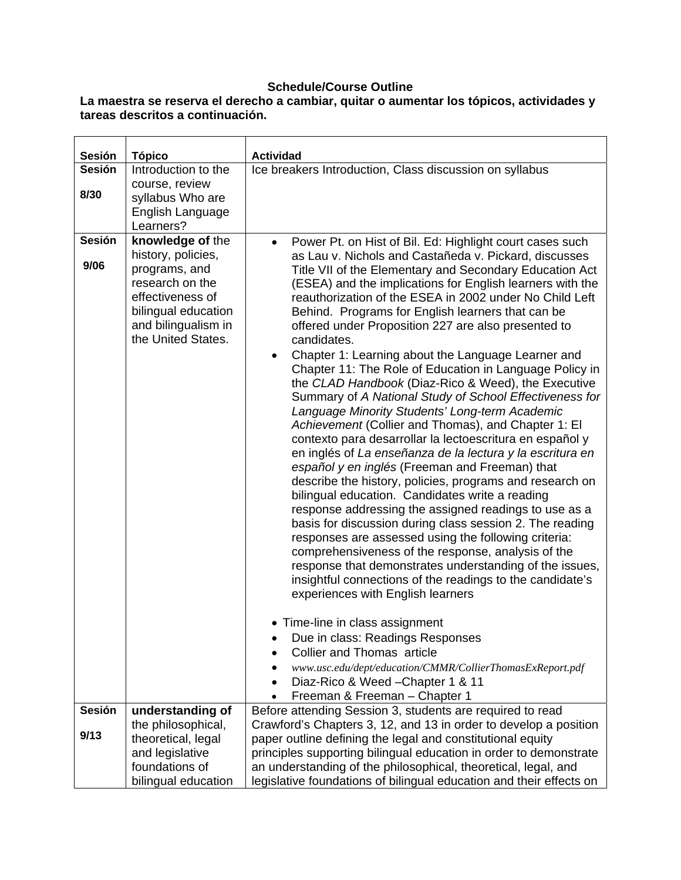**Schedule/Course Outline**

**La maestra se reserva el derecho a cambiar, quitar o aumentar los tópicos, actividades y tareas descritos a continuación.**

| **Sesión** | **Tópico** | **Actividad** |
|---|---|---|
| **Sesión**<br><br>**8/30** | Introduction to the course, review syllabus Who are English Language Learners? | Ice breakers Introduction, Class discussion on syllabus |
| **Sesión**<br><br>**9/06** | **knowledge of** the history, policies, programs, and research on the effectiveness of bilingual education and bilingualism in the United States. | • Power Pt. on Hist of Bil. Ed: Highlight court cases such as Lau v. Nichols and Castañeda v. Pickard, discusses Title VII of the Elementary and Secondary Education Act (ESEA) and the implications for English learners with the reauthorization of the ESEA in 2002 under No Child Left Behind. Programs for English learners that can be offered under Proposition 227 are also presented to candidates.<br>• Chapter 1: Learning about the Language Learner and Chapter 11: The Role of Education in Language Policy in the *CLAD Handbook* (Diaz-Rico & Weed), the Executive Summary of *A National Study of School Effectiveness for Language Minority Students' Long-term Academic Achievement* (Collier and Thomas), and Chapter 1: El contexto para desarrollar la lectoescritura en español y en inglés of *La enseñanza de la lectura y la escritura en español y en inglés* (Freeman and Freeman) that describe the history, policies, programs and research on bilingual education. Candidates write a reading response addressing the assigned readings to use as a basis for discussion during class session 2. The reading responses are assessed using the following criteria: comprehensiveness of the response, analysis of the response that demonstrates understanding of the issues, insightful connections of the readings to the candidate's experiences with English learners<br><br>• Time-line in class assignment<br>• Due in class: Readings Responses<br>• Collier and Thomas article<br>• *www.usc.edu/dept/education/CMMR/CollierThomasExReport.pdf*<br>• Diaz-Rico & Weed –Chapter 1 & 11<br>• Freeman & Freeman – Chapter 1 |
| **Sesión**<br><br>**9/13** | **understanding of** the philosophical, theoretical, legal and legislative foundations of bilingual education | Before attending Session 3, students are required to read Crawford's Chapters 3, 12, and 13 in order to develop a position paper outline defining the legal and constitutional equity principles supporting bilingual education in order to demonstrate an understanding of the philosophical, theoretical, legal, and legislative foundations of bilingual education and their effects on |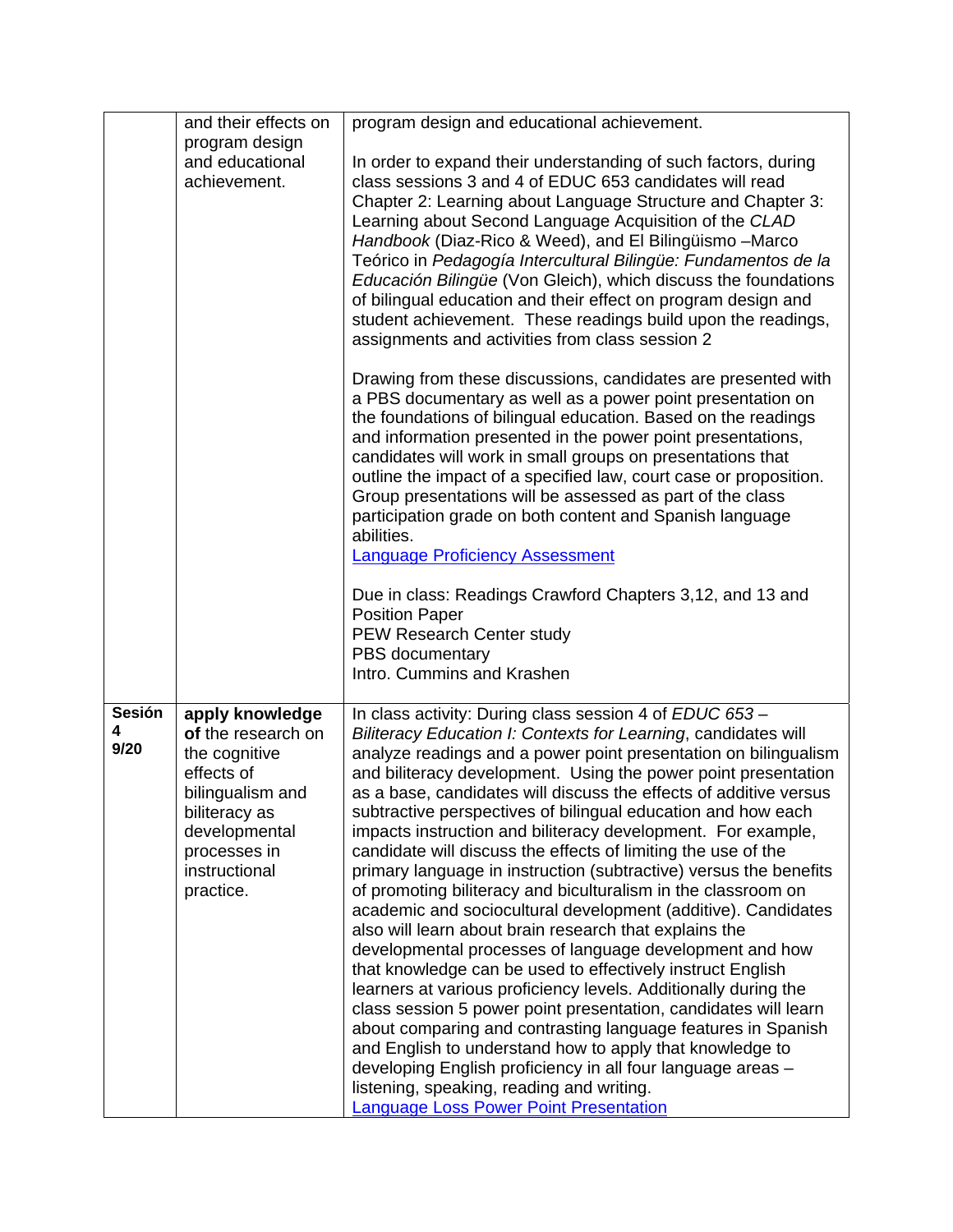| | | |
|---|---|---|
| | and their effects on program design and educational achievement. | program design and educational achievement.<br><br>In order to expand their understanding of such factors, during class sessions 3 and 4 of EDUC 653 candidates will read Chapter 2: Learning about Language Structure and Chapter 3: Learning about Second Language Acquisition of the *CLAD Handbook* (Diaz-Rico & Weed), and El Bilingüismo –Marco Teórico in *Pedagogía Intercultural Bilingüe: Fundamentos de la Educación Bilingüe* (Von Gleich), which discuss the foundations of bilingual education and their effect on program design and student achievement. These readings build upon the readings, assignments and activities from class session 2<br><br>Drawing from these discussions, candidates are presented with a PBS documentary as well as a power point presentation on the foundations of bilingual education. Based on the readings and information presented in the power point presentations, candidates will work in small groups on presentations that outline the impact of a specified law, court case or proposition. Group presentations will be assessed as part of the class participation grade on both content and Spanish language abilities.<br>Language Proficiency Assessment<br><br>Due in class: Readings Crawford Chapters 3,12, and 13 and Position Paper<br>PEW Research Center study<br>PBS documentary<br>Intro. Cummins and Krashen |
| **Sesión 4 9/20** | **apply knowledge of** the research on the cognitive effects of bilingualism and biliteracy as developmental processes in instructional practice. | In class activity: During class session 4 of *EDUC 653 – Biliteracy Education I: Contexts for Learning*, candidates will analyze readings and a power point presentation on bilingualism and biliteracy development. Using the power point presentation as a base, candidates will discuss the effects of additive versus subtractive perspectives of bilingual education and how each impacts instruction and biliteracy development. For example, candidate will discuss the effects of limiting the use of the primary language in instruction (subtractive) versus the benefits of promoting biliteracy and biculturalism in the classroom on academic and sociocultural development (additive). Candidates also will learn about brain research that explains the developmental processes of language development and how that knowledge can be used to effectively instruct English learners at various proficiency levels. Additionally during the class session 5 power point presentation, candidates will learn about comparing and contrasting language features in Spanish and English to understand how to apply that knowledge to developing English proficiency in all four language areas – listening, speaking, reading and writing.<br>Language Loss Power Point Presentation |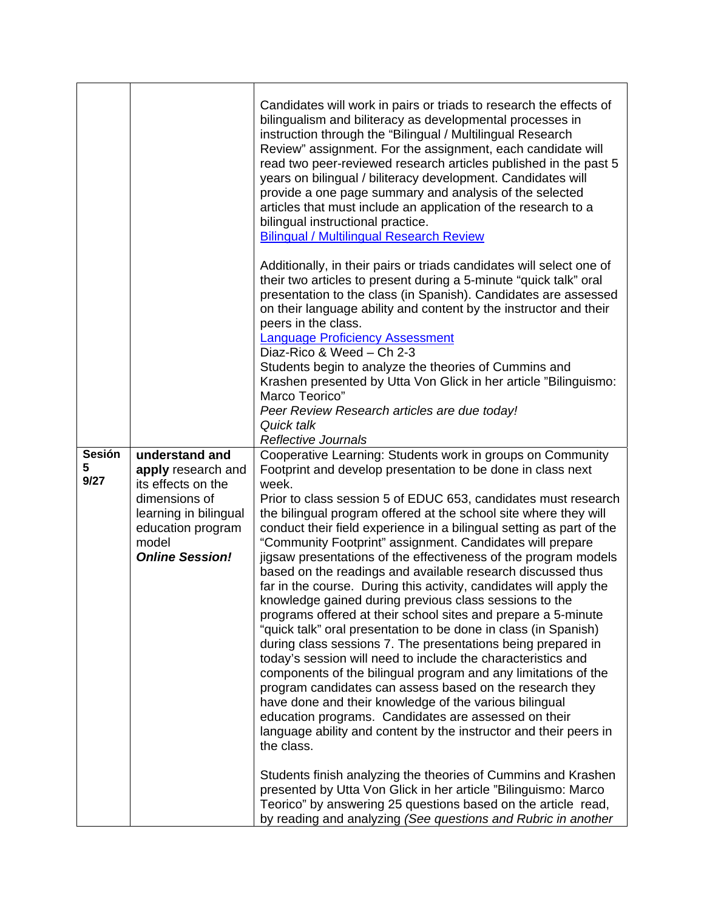| | | |
|---|---|---|
| | | Candidates will work in pairs or triads to research the effects of bilingualism and biliteracy as developmental processes in instruction through the "Bilingual / Multilingual Research Review" assignment. For the assignment, each candidate will read two peer-reviewed research articles published in the past 5 years on bilingual / biliteracy development. Candidates will provide a one page summary and analysis of the selected articles that must include an application of the research to a bilingual instructional practice.<br>[Bilingual / Multilingual Research Review]<br><br>Additionally, in their pairs or triads candidates will select one of their two articles to present during a 5-minute "quick talk" oral presentation to the class (in Spanish). Candidates are assessed on their language ability and content by the instructor and their peers in the class.<br>[Language Proficiency Assessment]<br>Diaz-Rico & Weed – Ch 2-3<br>Students begin to analyze the theories of Cummins and Krashen presented by Utta Von Glick in her article "Bilinguismo: Marco Teorico"<br>*Peer Review Research articles are due today!*<br>*Quick talk*<br>*Reflective Journals* |
| **Sesión 5 9/27** | **understand and apply** research and its effects on the dimensions of learning in bilingual education program model<br>***Online Session!*** | Cooperative Learning: Students work in groups on Community Footprint and develop presentation to be done in class next week.<br>Prior to class session 5 of EDUC 653, candidates must research the bilingual program offered at the school site where they will conduct their field experience in a bilingual setting as part of the "Community Footprint" assignment. Candidates will prepare jigsaw presentations of the effectiveness of the program models based on the readings and available research discussed thus far in the course. During this activity, candidates will apply the knowledge gained during previous class sessions to the programs offered at their school sites and prepare a 5-minute "quick talk" oral presentation to be done in class (in Spanish) during class sessions 7. The presentations being prepared in today's session will need to include the characteristics and components of the bilingual program and any limitations of the program candidates can assess based on the research they have done and their knowledge of the various bilingual education programs. Candidates are assessed on their language ability and content by the instructor and their peers in the class.<br><br>Students finish analyzing the theories of Cummins and Krashen presented by Utta Von Glick in her article "Bilinguismo: Marco Teorico" by answering 25 questions based on the article read, by reading and analyzing *(See questions and Rubric in another* |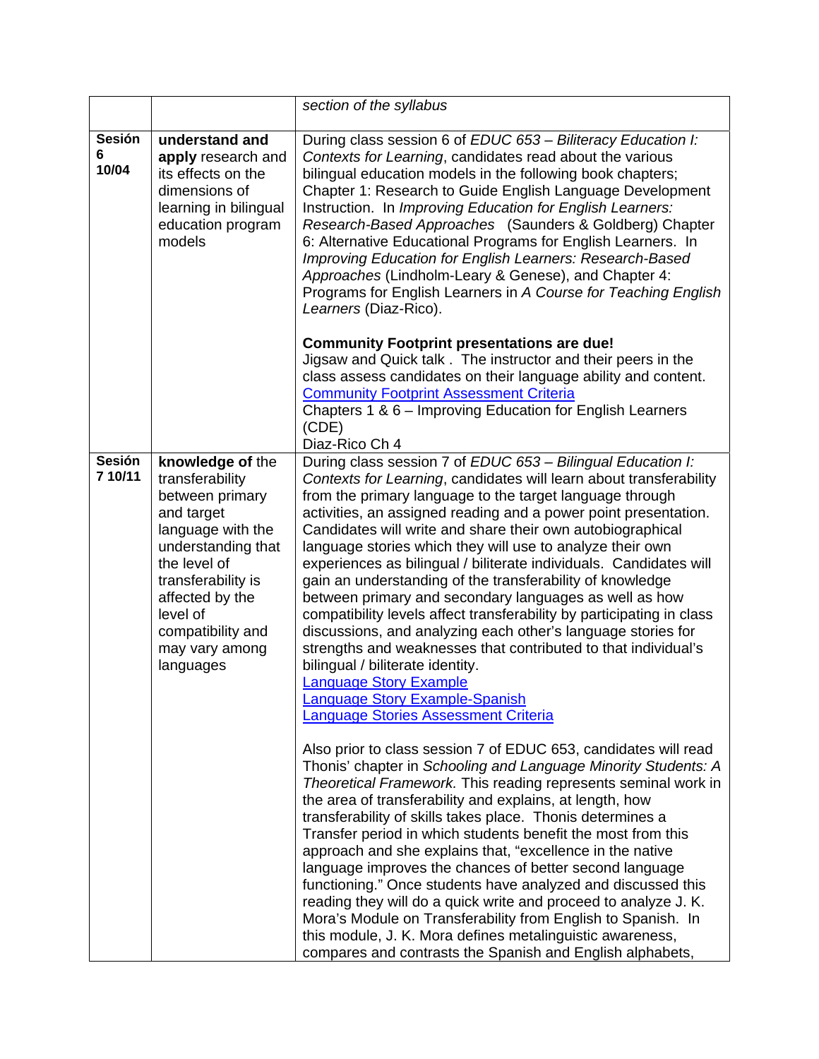|  |  | *section of the syllabus* |
|---|---|---|
| **Sesión 6 10/04** | **understand and apply** research and its effects on the dimensions of learning in bilingual education program models | During class session 6 of *EDUC 653 – Biliteracy Education I: Contexts for Learning*, candidates read about the various bilingual education models in the following book chapters; Chapter 1: Research to Guide English Language Development Instruction. In *Improving Education for English Learners: Research-Based Approaches* (Saunders & Goldberg) Chapter 6: Alternative Educational Programs for English Learners. In *Improving Education for English Learners: Research-Based Approaches* (Lindholm-Leary & Genese), and Chapter 4: Programs for English Learners in *A Course for Teaching English Learners* (Diaz-Rico).<br><br>**Community Footprint presentations are due!**<br>Jigsaw and Quick talk . The instructor and their peers in the class assess candidates on their language ability and content.<br>Community Footprint Assessment Criteria<br>Chapters 1 & 6 – Improving Education for English Learners (CDE)<br>Diaz-Rico Ch 4 |
| **Sesión 7 10/11** | **knowledge of** the transferability between primary and target language with the understanding that the level of transferability is affected by the level of compatibility and may vary among languages | During class session 7 of *EDUC 653 – Bilingual Education I: Contexts for Learning*, candidates will learn about transferability from the primary language to the target language through activities, an assigned reading and a power point presentation. Candidates will write and share their own autobiographical language stories which they will use to analyze their own experiences as bilingual / biliterate individuals. Candidates will gain an understanding of the transferability of knowledge between primary and secondary languages as well as how compatibility levels affect transferability by participating in class discussions, and analyzing each other's language stories for strengths and weaknesses that contributed to that individual's bilingual / biliterate identity.<br>Language Story Example<br>Language Story Example-Spanish<br>Language Stories Assessment Criteria<br><br>Also prior to class session 7 of EDUC 653, candidates will read Thonis' chapter in *Schooling and Language Minority Students: A Theoretical Framework.* This reading represents seminal work in the area of transferability and explains, at length, how transferability of skills takes place. Thonis determines a Transfer period in which students benefit the most from this approach and she explains that, "excellence in the native language improves the chances of better second language functioning." Once students have analyzed and discussed this reading they will do a quick write and proceed to analyze J. K. Mora's Module on Transferability from English to Spanish. In this module, J. K. Mora defines metalinguistic awareness, compares and contrasts the Spanish and English alphabets, |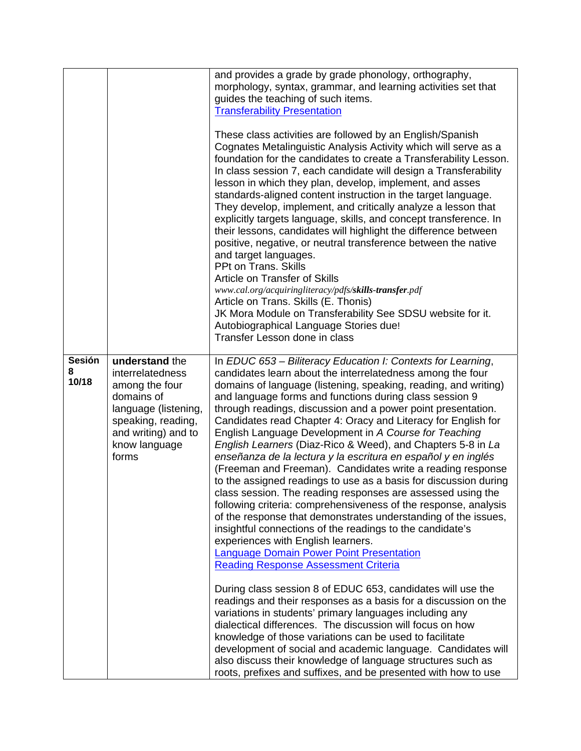| | | |
|---|---|---|
| | | and provides a grade by grade phonology, orthography, morphology, syntax, grammar, and learning activities set that guides the teaching of such items.<br>Transferability Presentation<br><br>These class activities are followed by an English/Spanish Cognates Metalinguistic Analysis Activity which will serve as a foundation for the candidates to create a Transferability Lesson. In class session 7, each candidate will design a Transferability lesson in which they plan, develop, implement, and asses standards-aligned content instruction in the target language. They develop, implement, and critically analyze a lesson that explicitly targets language, skills, and concept transference. In their lessons, candidates will highlight the difference between positive, negative, or neutral transference between the native and target languages.<br>PPt on Trans. Skills<br>Article on Transfer of Skills<br>*www.cal.org/acquiringliteracy/pdfs/**skills-transfer**.pdf*<br>Article on Trans. Skills (E. Thonis)<br>JK Mora Module on Transferability See SDSU website for it.<br>Autobiographical Language Stories due!<br>Transfer Lesson done in class |
| **Sesión 8 10/18** | **understand** the interrelatedness among the four domains of language (listening, speaking, reading, and writing) and to know language forms | In *EDUC 653 – Biliteracy Education I: Contexts for Learning*, candidates learn about the interrelatedness among the four domains of language (listening, speaking, reading, and writing) and language forms and functions during class session 9 through readings, discussion and a power point presentation. Candidates read Chapter 4: Oracy and Literacy for English for English Language Development in *A Course for Teaching English Learners* (Diaz-Rico & Weed), and Chapters 5-8 in *La enseñanza de la lectura y la escritura en español y en inglés* (Freeman and Freeman). Candidates write a reading response to the assigned readings to use as a basis for discussion during class session. The reading responses are assessed using the following criteria: comprehensiveness of the response, analysis of the response that demonstrates understanding of the issues, insightful connections of the readings to the candidate's experiences with English learners.<br>Language Domain Power Point Presentation<br>Reading Response Assessment Criteria<br><br>During class session 8 of EDUC 653, candidates will use the readings and their responses as a basis for a discussion on the variations in students' primary languages including any dialectical differences. The discussion will focus on how knowledge of those variations can be used to facilitate development of social and academic language. Candidates will also discuss their knowledge of language structures such as roots, prefixes and suffixes, and be presented with how to use |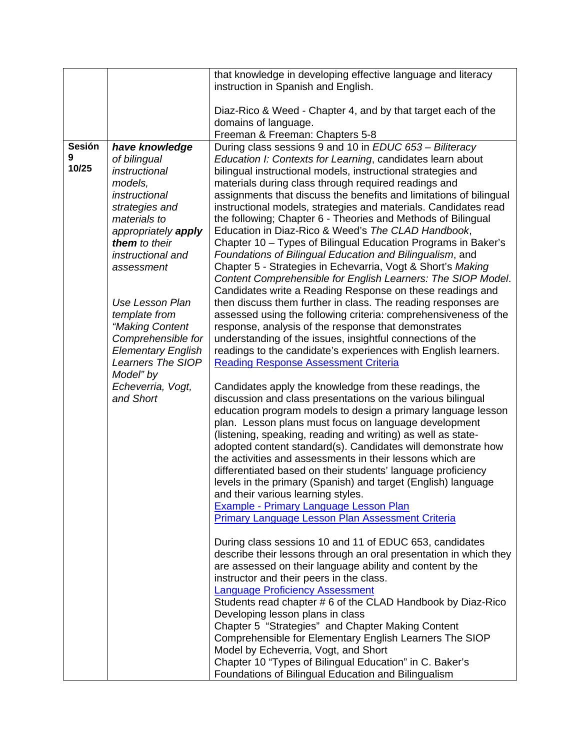| | | |
|---|---|---|
| | | that knowledge in developing effective language and literacy instruction in Spanish and English.<br><br>Diaz-Rico & Weed - Chapter 4, and by that target each of the domains of language.<br>Freeman & Freeman: Chapters 5-8 |
| **Sesión 9 10/25** | ***have knowledge*** *of bilingual instructional models, instructional strategies and materials to appropriately* ***apply them*** *to their instructional and assessment*<br><br>*Use Lesson Plan template from "Making Content Comprehensible for Elementary English Learners The SIOP Model" by Echeverria, Vogt, and Short* | During class sessions 9 and 10 in *EDUC 653 – Biliteracy Education I: Contexts for Learning*, candidates learn about bilingual instructional models, instructional strategies and materials during class through required readings and assignments that discuss the benefits and limitations of bilingual instructional models, strategies and materials. Candidates read the following; Chapter 6 - Theories and Methods of Bilingual Education in Diaz-Rico & Weed's *The CLAD Handbook*, Chapter 10 – Types of Bilingual Education Programs in Baker's *Foundations of Bilingual Education and Bilingualism*, and Chapter 5 - Strategies in Echevarria, Vogt & Short's *Making Content Comprehensible for English Learners: The SIOP Model*. Candidates write a Reading Response on these readings and then discuss them further in class. The reading responses are assessed using the following criteria: comprehensiveness of the response, analysis of the response that demonstrates understanding of the issues, insightful connections of the readings to the candidate's experiences with English learners.<br>Reading Response Assessment Criteria<br><br>Candidates apply the knowledge from these readings, the discussion and class presentations on the various bilingual education program models to design a primary language lesson plan. Lesson plans must focus on language development (listening, speaking, reading and writing) as well as state-adopted content standard(s). Candidates will demonstrate how the activities and assessments in their lessons which are differentiated based on their students' language proficiency levels in the primary (Spanish) and target (English) language and their various learning styles.<br>Example - Primary Language Lesson Plan<br>Primary Language Lesson Plan Assessment Criteria<br><br>During class sessions 10 and 11 of EDUC 653, candidates describe their lessons through an oral presentation in which they are assessed on their language ability and content by the instructor and their peers in the class.<br>Language Proficiency Assessment<br>Students read chapter # 6 of the CLAD Handbook by Diaz-Rico<br>Developing lesson plans in class<br>Chapter 5 "Strategies" and Chapter Making Content Comprehensible for Elementary English Learners The SIOP Model by Echeverria, Vogt, and Short<br>Chapter 10 "Types of Bilingual Education" in C. Baker's Foundations of Bilingual Education and Bilingualism |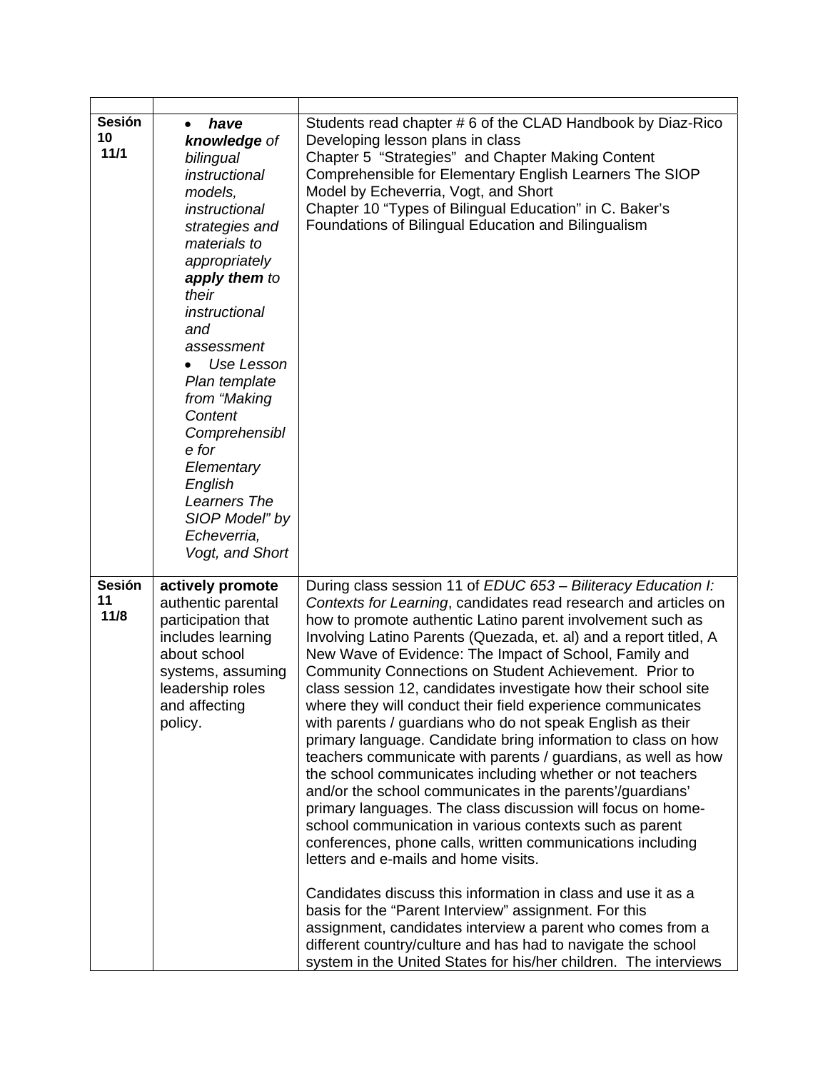| | | |
|---|---|---|
| **Sesión 10 11/1** | • ***have knowledge** of bilingual instructional models, instructional strategies and materials to appropriately **apply them** to their instructional and assessment*<br>• *Use Lesson Plan template from "Making Content Comprehensible for Elementary English Learners The SIOP Model" by Echeverria, Vogt, and Short* | Students read chapter # 6 of the CLAD Handbook by Diaz-Rico<br>Developing lesson plans in class<br>Chapter 5 "Strategies" and Chapter Making Content Comprehensible for Elementary English Learners The SIOP Model by Echeverria, Vogt, and Short<br>Chapter 10 "Types of Bilingual Education" in C. Baker's Foundations of Bilingual Education and Bilingualism |
| **Sesión 11 11/8** | **actively promote** authentic parental participation that includes learning about school systems, assuming leadership roles and affecting policy. | During class session 11 of *EDUC 653 – Biliteracy Education I: Contexts for Learning*, candidates read research and articles on how to promote authentic Latino parent involvement such as Involving Latino Parents (Quezada, et. al) and a report titled, A New Wave of Evidence: The Impact of School, Family and Community Connections on Student Achievement. Prior to class session 12, candidates investigate how their school site where they will conduct their field experience communicates with parents / guardians who do not speak English as their primary language. Candidate bring information to class on how teachers communicate with parents / guardians, as well as how the school communicates including whether or not teachers and/or the school communicates in the parents'/guardians' primary languages. The class discussion will focus on home-school communication in various contexts such as parent conferences, phone calls, written communications including letters and e-mails and home visits.<br><br>Candidates discuss this information in class and use it as a basis for the "Parent Interview" assignment. For this assignment, candidates interview a parent who comes from a different country/culture and has had to navigate the school system in the United States for his/her children. The interviews |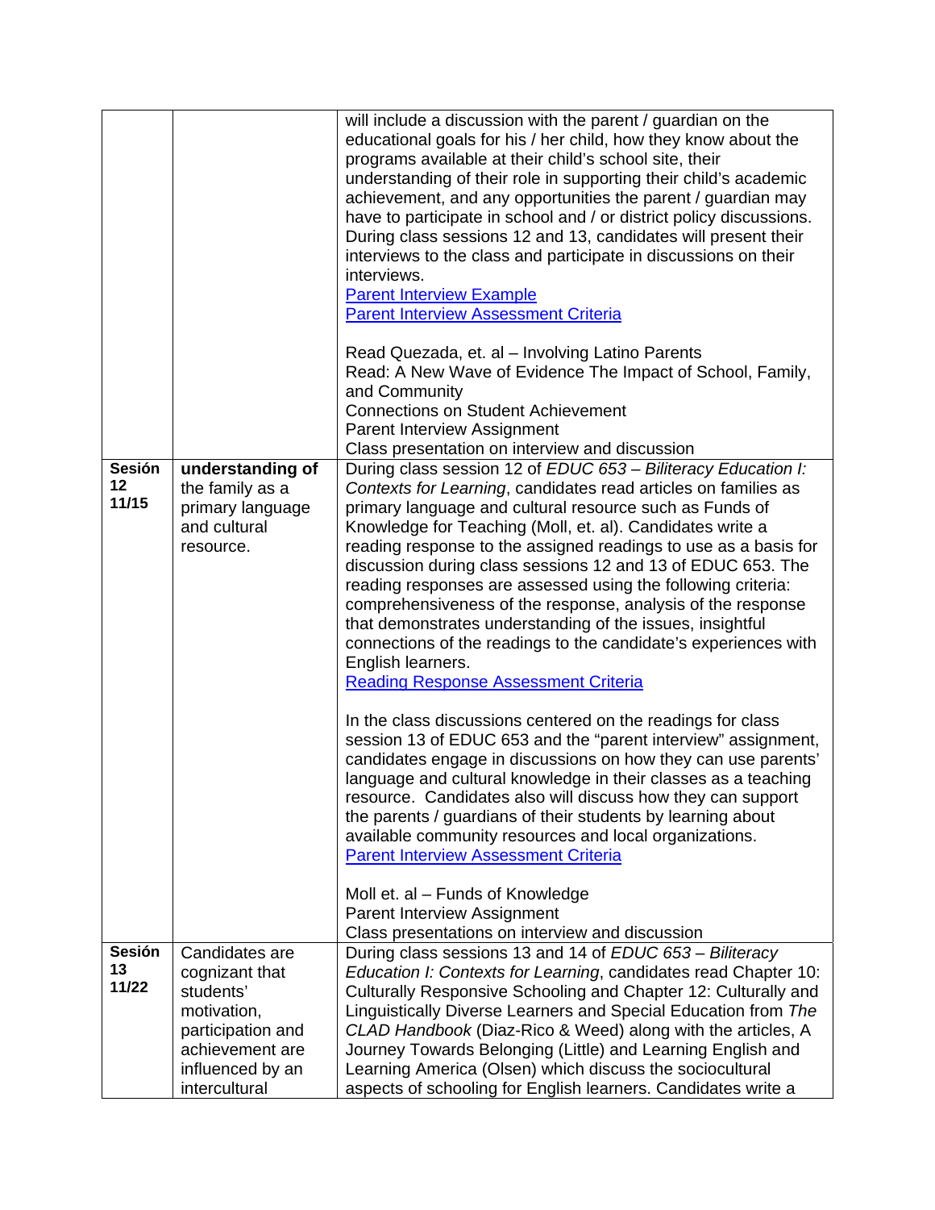| | | |
|---|---|---|
| | | will include a discussion with the parent / guardian on the educational goals for his / her child, how they know about the programs available at their child's school site, their understanding of their role in supporting their child's academic achievement, and any opportunities the parent / guardian may have to participate in school and / or district policy discussions. During class sessions 12 and 13, candidates will present their interviews to the class and participate in discussions on their interviews.<br>Parent Interview Example<br>Parent Interview Assessment Criteria<br><br>Read Quezada, et. al – Involving Latino Parents<br>Read: A New Wave of Evidence The Impact of School, Family, and Community<br>Connections on Student Achievement<br>Parent Interview Assignment<br>Class presentation on interview and discussion |
| **Sesión 12 11/15** | **understanding of** the family as a primary language and cultural resource. | During class session 12 of *EDUC 653 – Biliteracy Education I: Contexts for Learning*, candidates read articles on families as primary language and cultural resource such as Funds of Knowledge for Teaching (Moll, et. al). Candidates write a reading response to the assigned readings to use as a basis for discussion during class sessions 12 and 13 of EDUC 653. The reading responses are assessed using the following criteria: comprehensiveness of the response, analysis of the response that demonstrates understanding of the issues, insightful connections of the readings to the candidate's experiences with English learners.<br>Reading Response Assessment Criteria<br><br>In the class discussions centered on the readings for class session 13 of EDUC 653 and the "parent interview" assignment, candidates engage in discussions on how they can use parents' language and cultural knowledge in their classes as a teaching resource. Candidates also will discuss how they can support the parents / guardians of their students by learning about available community resources and local organizations.<br>Parent Interview Assessment Criteria<br><br>Moll et. al – Funds of Knowledge<br>Parent Interview Assignment<br>Class presentations on interview and discussion |
| **Sesión 13 11/22** | Candidates are cognizant that students' motivation, participation and achievement are influenced by an intercultural | During class sessions 13 and 14 of *EDUC 653 – Biliteracy Education I: Contexts for Learning*, candidates read Chapter 10: Culturally Responsive Schooling and Chapter 12: Culturally and Linguistically Diverse Learners and Special Education from *The CLAD Handbook* (Diaz-Rico & Weed) along with the articles, A Journey Towards Belonging (Little) and Learning English and Learning America (Olsen) which discuss the sociocultural aspects of schooling for English learners. Candidates write a |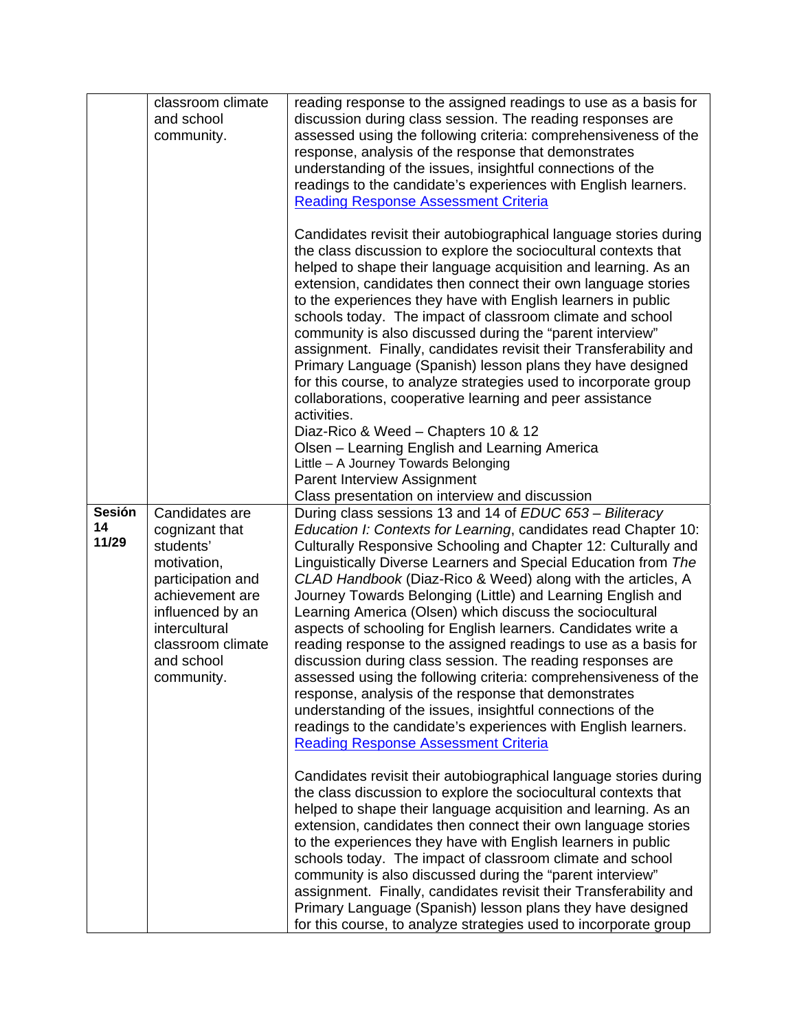| | | |
|---|---|---|
| | classroom climate and school community. | reading response to the assigned readings to use as a basis for discussion during class session. The reading responses are assessed using the following criteria: comprehensiveness of the response, analysis of the response that demonstrates understanding of the issues, insightful connections of the readings to the candidate's experiences with English learners. Reading Response Assessment Criteria<br><br>Candidates revisit their autobiographical language stories during the class discussion to explore the sociocultural contexts that helped to shape their language acquisition and learning. As an extension, candidates then connect their own language stories to the experiences they have with English learners in public schools today. The impact of classroom climate and school community is also discussed during the "parent interview" assignment. Finally, candidates revisit their Transferability and Primary Language (Spanish) lesson plans they have designed for this course, to analyze strategies used to incorporate group collaborations, cooperative learning and peer assistance activities.<br>Diaz-Rico & Weed – Chapters 10 & 12<br>Olsen – Learning English and Learning America<br>Little – A Journey Towards Belonging<br>Parent Interview Assignment<br>Class presentation on interview and discussion |
| **Sesión 14 11/29** | Candidates are cognizant that students' motivation, participation and achievement are influenced by an intercultural classroom climate and school community. | During class sessions 13 and 14 of *EDUC 653 – Biliteracy Education I: Contexts for Learning*, candidates read Chapter 10: Culturally Responsive Schooling and Chapter 12: Culturally and Linguistically Diverse Learners and Special Education from *The CLAD Handbook* (Diaz-Rico & Weed) along with the articles, A Journey Towards Belonging (Little) and Learning English and Learning America (Olsen) which discuss the sociocultural aspects of schooling for English learners. Candidates write a reading response to the assigned readings to use as a basis for discussion during class session. The reading responses are assessed using the following criteria: comprehensiveness of the response, analysis of the response that demonstrates understanding of the issues, insightful connections of the readings to the candidate's experiences with English learners. Reading Response Assessment Criteria<br><br>Candidates revisit their autobiographical language stories during the class discussion to explore the sociocultural contexts that helped to shape their language acquisition and learning. As an extension, candidates then connect their own language stories to the experiences they have with English learners in public schools today. The impact of classroom climate and school community is also discussed during the "parent interview" assignment. Finally, candidates revisit their Transferability and Primary Language (Spanish) lesson plans they have designed for this course, to analyze strategies used to incorporate group |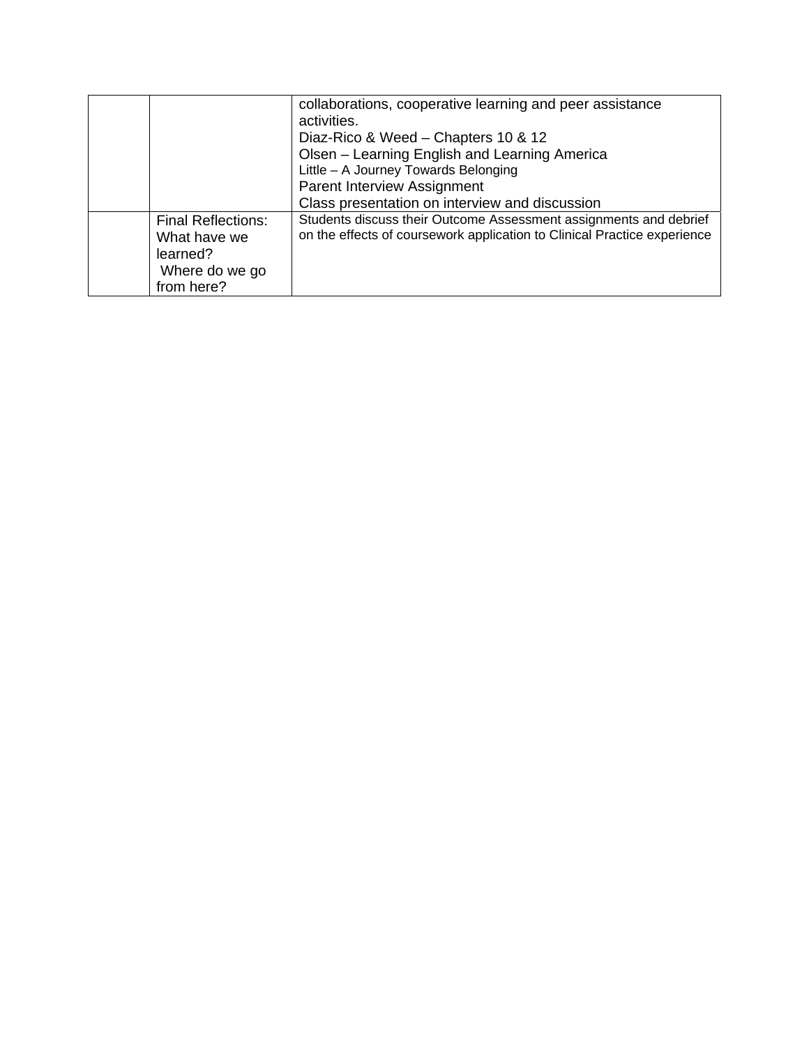| | | |
|---|---|---|
| | | collaborations, cooperative learning and peer assistance activities.<br>Diaz-Rico & Weed – Chapters 10 & 12<br>Olsen – Learning English and Learning America<br>Little – A Journey Towards Belonging<br>Parent Interview Assignment<br>Class presentation on interview and discussion |
| | Final Reflections: What have we learned?<br>Where do we go from here? | Students discuss their Outcome Assessment assignments and debrief on the effects of coursework application to Clinical Practice experience |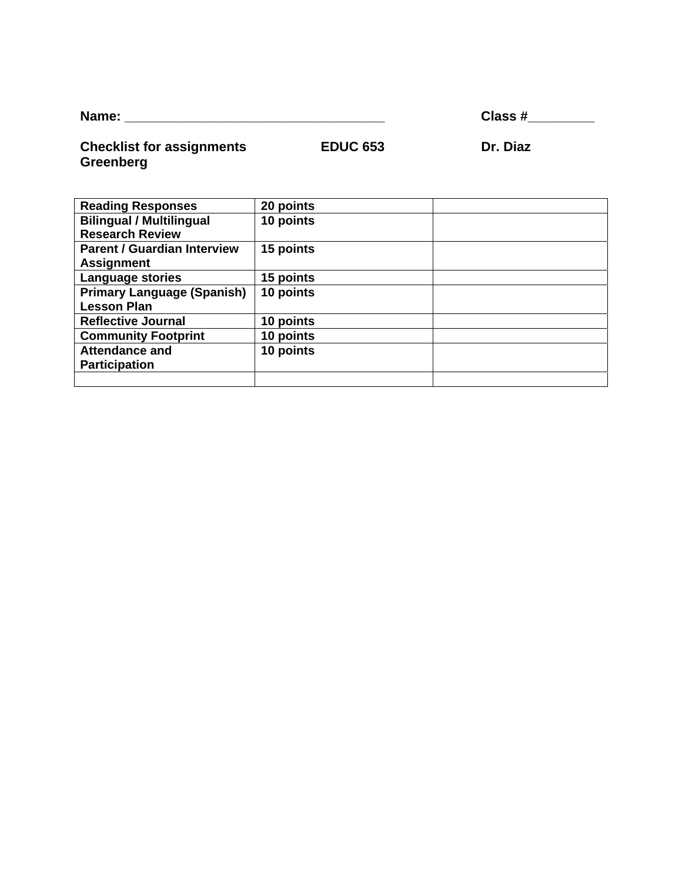**Name:** ___________________________________ **Class #**_________

**Checklist for assignments** **EDUC 653** **Dr. Diaz**
**Greenberg**

| | | |
|---|---|---|
| **Reading Responses** | **20 points** | |
| **Bilingual / Multilingual Research Review** | **10 points** | |
| **Parent / Guardian Interview Assignment** | **15 points** | |
| **Language stories** | **15 points** | |
| **Primary Language (Spanish) Lesson Plan** | **10 points** | |
| **Reflective Journal** | **10 points** | |
| **Community Footprint** | **10 points** | |
| **Attendance and Participation** | **10 points** | |
| | | |